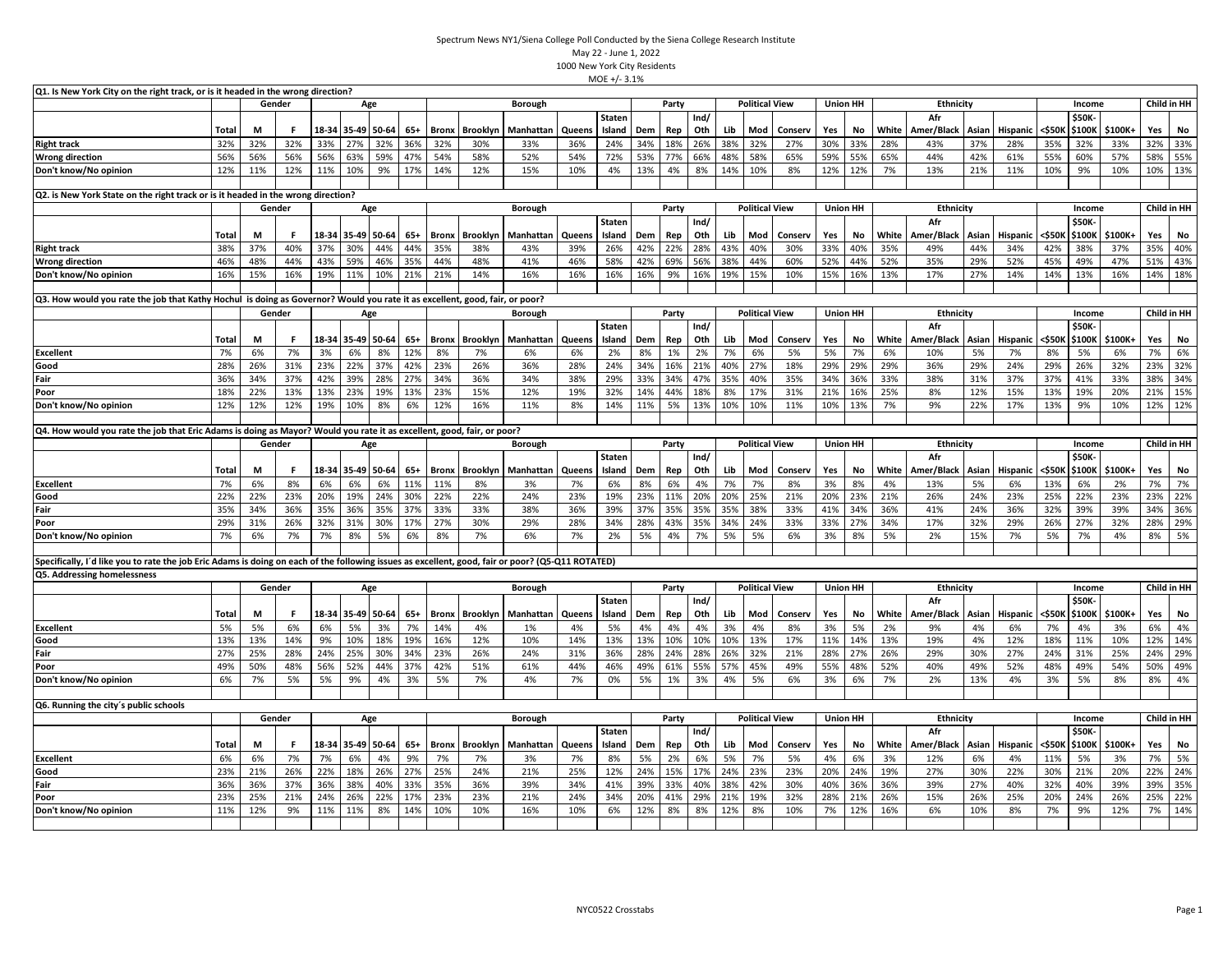Spectrum News NY1/Siena College Poll Conducted by the Siena College Research Institute

May 22 - June 1, 2022

1000 New York City Residents

MOE +/- 3.1%

**Q1. Is New York City on the right track, or is it headed in the wrong direction?**

| | | Gender | | Age | | | | Borough | | | | | Party | | | Political View | | | Union HH | | Ethnicity | | | | Income | | | Child in HH | |
|---|---|---|---|---|---|---|---|---|---|---|---|---|---|---|---|---|---|---|---|---|---|---|---|---|---|---|---|---|---|
| | Total | M | F | 18-34 | 35-49 | 50-64 | 65+ | Bronx | Brooklyn | Manhattan | Queens | Staten Island | Dem | Rep | Ind/ Oth | Lib | Mod | Conserv | Yes | No | White | Afr Amer/Black | Asian | Hispanic | <$50K | $50K-$100K | $100K+ | Yes | No |
| Right track | 32% | 32% | 32% | 33% | 27% | 32% | 36% | 32% | 30% | 33% | 36% | 24% | 34% | 18% | 26% | 38% | 32% | 27% | 30% | 33% | 28% | 43% | 37% | 28% | 35% | 32% | 33% | 32% | 33% |
| Wrong direction | 56% | 56% | 56% | 56% | 63% | 59% | 47% | 54% | 58% | 52% | 54% | 72% | 53% | 77% | 66% | 48% | 58% | 65% | 59% | 55% | 65% | 44% | 42% | 61% | 55% | 60% | 57% | 58% | 55% |
| Don't know/No opinion | 12% | 11% | 12% | 11% | 10% | 9% | 17% | 14% | 12% | 15% | 10% | 4% | 13% | 4% | 8% | 14% | 10% | 8% | 12% | 12% | 7% | 13% | 21% | 11% | 10% | 9% | 10% | 10% | 13% |

**Q2. is New York State on the right track or is it headed in the wrong direction?**

| | | Gender | | Age | | | | Borough | | | | | Party | | | Political View | | | Union HH | | Ethnicity | | | | Income | | | Child in HH | |
|---|---|---|---|---|---|---|---|---|---|---|---|---|---|---|---|---|---|---|---|---|---|---|---|---|---|---|---|---|---|
| | Total | M | F | 18-34 | 35-49 | 50-64 | 65+ | Bronx | Brooklyn | Manhattan | Queens | Staten Island | Dem | Rep | Ind/ Oth | Lib | Mod | Conserv | Yes | No | White | Afr Amer/Black | Asian | Hispanic | <$50K | $50K-$100K | $100K+ | Yes | No |
| Right track | 38% | 37% | 40% | 37% | 30% | 44% | 44% | 35% | 38% | 43% | 39% | 26% | 42% | 22% | 28% | 43% | 40% | 30% | 33% | 40% | 35% | 49% | 44% | 34% | 42% | 38% | 37% | 35% | 40% |
| Wrong direction | 46% | 48% | 44% | 43% | 59% | 46% | 35% | 44% | 48% | 41% | 46% | 58% | 42% | 69% | 56% | 38% | 44% | 60% | 52% | 44% | 52% | 35% | 29% | 52% | 45% | 49% | 47% | 51% | 43% |
| Don't know/No opinion | 16% | 15% | 16% | 19% | 11% | 10% | 21% | 21% | 14% | 16% | 16% | 16% | 16% | 9% | 16% | 19% | 15% | 10% | 15% | 16% | 13% | 17% | 27% | 14% | 14% | 13% | 16% | 14% | 18% |

**Q3. How would you rate the job that Kathy Hochul is doing as Governor? Would you rate it as excellent, good, fair, or poor?**

| | | Gender | | Age | | | | Borough | | | | | Party | | | Political View | | | Union HH | | Ethnicity | | | | Income | | | Child in HH | |
|---|---|---|---|---|---|---|---|---|---|---|---|---|---|---|---|---|---|---|---|---|---|---|---|---|---|---|---|---|---|
| | Total | M | F | 18-34 | 35-49 | 50-64 | 65+ | Bronx | Brooklyn | Manhattan | Queens | Staten Island | Dem | Rep | Ind/ Oth | Lib | Mod | Conserv | Yes | No | White | Afr Amer/Black | Asian | Hispanic | <$50K | $50K-$100K | $100K+ | Yes | No |
| Excellent | 7% | 6% | 7% | 3% | 6% | 8% | 12% | 8% | 7% | 6% | 6% | 2% | 8% | 1% | 2% | 7% | 6% | 5% | 5% | 7% | 6% | 10% | 5% | 7% | 8% | 5% | 6% | 7% | 6% |
| Good | 28% | 26% | 31% | 23% | 22% | 37% | 42% | 23% | 26% | 36% | 28% | 24% | 34% | 16% | 21% | 40% | 27% | 18% | 29% | 29% | 29% | 36% | 29% | 24% | 29% | 26% | 32% | 23% | 32% |
| Fair | 36% | 34% | 37% | 42% | 39% | 28% | 27% | 34% | 36% | 34% | 38% | 29% | 33% | 34% | 47% | 35% | 40% | 35% | 34% | 36% | 33% | 38% | 31% | 37% | 37% | 41% | 33% | 38% | 34% |
| Poor | 18% | 22% | 13% | 13% | 23% | 19% | 13% | 23% | 15% | 12% | 19% | 32% | 14% | 44% | 18% | 8% | 17% | 31% | 21% | 16% | 25% | 8% | 12% | 15% | 13% | 19% | 20% | 21% | 15% |
| Don't know/No opinion | 12% | 12% | 12% | 19% | 10% | 8% | 6% | 12% | 16% | 11% | 8% | 14% | 11% | 5% | 13% | 10% | 10% | 11% | 10% | 13% | 7% | 9% | 22% | 17% | 13% | 9% | 10% | 12% | 12% |

**Q4. How would you rate the job that Eric Adams is doing as Mayor? Would you rate it as excellent, good, fair, or poor?**

| | | Gender | | Age | | | | Borough | | | | | Party | | | Political View | | | Union HH | | Ethnicity | | | | Income | | | Child in HH | |
|---|---|---|---|---|---|---|---|---|---|---|---|---|---|---|---|---|---|---|---|---|---|---|---|---|---|---|---|---|---|
| | Total | M | F | 18-34 | 35-49 | 50-64 | 65+ | Bronx | Brooklyn | Manhattan | Queens | Staten Island | Dem | Rep | Ind/ Oth | Lib | Mod | Conserv | Yes | No | White | Afr Amer/Black | Asian | Hispanic | <$50K | $50K-$100K | $100K+ | Yes | No |
| Excellent | 7% | 6% | 8% | 6% | 6% | 6% | 11% | 11% | 8% | 3% | 7% | 6% | 8% | 6% | 4% | 7% | 7% | 8% | 3% | 8% | 4% | 13% | 5% | 6% | 13% | 6% | 2% | 7% | 7% |
| Good | 22% | 22% | 23% | 20% | 19% | 24% | 30% | 22% | 22% | 24% | 23% | 19% | 23% | 11% | 20% | 20% | 25% | 21% | 20% | 23% | 21% | 26% | 24% | 23% | 25% | 22% | 23% | 23% | 22% |
| Fair | 35% | 34% | 36% | 35% | 36% | 35% | 37% | 33% | 33% | 38% | 36% | 39% | 37% | 35% | 35% | 35% | 38% | 33% | 41% | 34% | 36% | 41% | 24% | 36% | 32% | 39% | 39% | 34% | 36% |
| Poor | 29% | 31% | 26% | 32% | 31% | 30% | 17% | 27% | 30% | 29% | 28% | 34% | 28% | 43% | 35% | 34% | 24% | 33% | 33% | 27% | 34% | 17% | 32% | 29% | 26% | 27% | 32% | 28% | 29% |
| Don't know/No opinion | 7% | 6% | 7% | 7% | 8% | 5% | 6% | 8% | 7% | 6% | 7% | 2% | 5% | 4% | 7% | 5% | 5% | 6% | 3% | 8% | 5% | 2% | 15% | 7% | 5% | 7% | 4% | 8% | 5% |

**Specifically, I´d like you to rate the job Eric Adams is doing on each of the following issues as excellent, good, fair or poor? (Q5-Q11 ROTATED)**

**Q5. Addressing homelessness**

| | | Gender | | Age | | | | Borough | | | | | Party | | | Political View | | | Union HH | | Ethnicity | | | | Income | | | Child in HH | |
|---|---|---|---|---|---|---|---|---|---|---|---|---|---|---|---|---|---|---|---|---|---|---|---|---|---|---|---|---|---|
| | Total | M | F | 18-34 | 35-49 | 50-64 | 65+ | Bronx | Brooklyn | Manhattan | Queens | Staten Island | Dem | Rep | Ind/ Oth | Lib | Mod | Conserv | Yes | No | White | Afr Amer/Black | Asian | Hispanic | <$50K | $50K-$100K | $100K+ | Yes | No |
| Excellent | 5% | 5% | 6% | 6% | 5% | 3% | 7% | 14% | 4% | 1% | 4% | 5% | 4% | 4% | 4% | 3% | 4% | 8% | 3% | 5% | 2% | 9% | 4% | 6% | 7% | 4% | 3% | 6% | 4% |
| Good | 13% | 13% | 14% | 9% | 10% | 18% | 19% | 16% | 12% | 10% | 14% | 13% | 13% | 10% | 10% | 10% | 13% | 17% | 11% | 14% | 13% | 19% | 4% | 12% | 18% | 11% | 10% | 12% | 14% |
| Fair | 27% | 25% | 28% | 24% | 25% | 30% | 34% | 23% | 26% | 24% | 31% | 36% | 28% | 24% | 28% | 26% | 32% | 21% | 28% | 27% | 26% | 29% | 30% | 27% | 24% | 31% | 25% | 24% | 29% |
| Poor | 49% | 50% | 48% | 56% | 52% | 44% | 37% | 42% | 51% | 61% | 44% | 46% | 49% | 61% | 55% | 57% | 45% | 49% | 55% | 48% | 52% | 40% | 49% | 52% | 48% | 49% | 54% | 50% | 49% |
| Don't know/No opinion | 6% | 7% | 5% | 5% | 9% | 4% | 3% | 5% | 7% | 4% | 7% | 0% | 5% | 1% | 3% | 4% | 5% | 6% | 3% | 6% | 7% | 2% | 13% | 4% | 3% | 5% | 8% | 8% | 4% |

**Q6. Running the city´s public schools**

| | | Gender | | Age | | | | Borough | | | | | Party | | | Political View | | | Union HH | | Ethnicity | | | | Income | | | Child in HH | |
|---|---|---|---|---|---|---|---|---|---|---|---|---|---|---|---|---|---|---|---|---|---|---|---|---|---|---|---|---|---|
| | Total | M | F | 18-34 | 35-49 | 50-64 | 65+ | Bronx | Brooklyn | Manhattan | Queens | Staten Island | Dem | Rep | Ind/ Oth | Lib | Mod | Conserv | Yes | No | White | Afr Amer/Black | Asian | Hispanic | <$50K | $50K-$100K | $100K+ | Yes | No |
| Excellent | 6% | 6% | 7% | 7% | 6% | 4% | 9% | 7% | 7% | 3% | 7% | 8% | 5% | 2% | 6% | 5% | 7% | 5% | 4% | 6% | 3% | 12% | 6% | 4% | 11% | 5% | 3% | 7% | 5% |
| Good | 23% | 21% | 26% | 22% | 18% | 26% | 27% | 25% | 24% | 21% | 25% | 12% | 24% | 15% | 17% | 24% | 23% | 23% | 20% | 24% | 19% | 27% | 30% | 22% | 30% | 21% | 20% | 22% | 24% |
| Fair | 36% | 36% | 37% | 36% | 38% | 40% | 33% | 35% | 36% | 39% | 34% | 41% | 39% | 33% | 40% | 38% | 42% | 30% | 40% | 36% | 36% | 39% | 27% | 40% | 32% | 40% | 39% | 39% | 35% |
| Poor | 23% | 25% | 21% | 24% | 26% | 22% | 17% | 23% | 23% | 21% | 24% | 34% | 20% | 41% | 29% | 21% | 19% | 32% | 28% | 21% | 26% | 15% | 26% | 25% | 20% | 24% | 26% | 25% | 22% |
| Don't know/No opinion | 11% | 12% | 9% | 11% | 11% | 8% | 14% | 10% | 10% | 16% | 10% | 6% | 12% | 8% | 8% | 12% | 8% | 10% | 7% | 12% | 16% | 6% | 10% | 8% | 7% | 9% | 12% | 7% | 14% |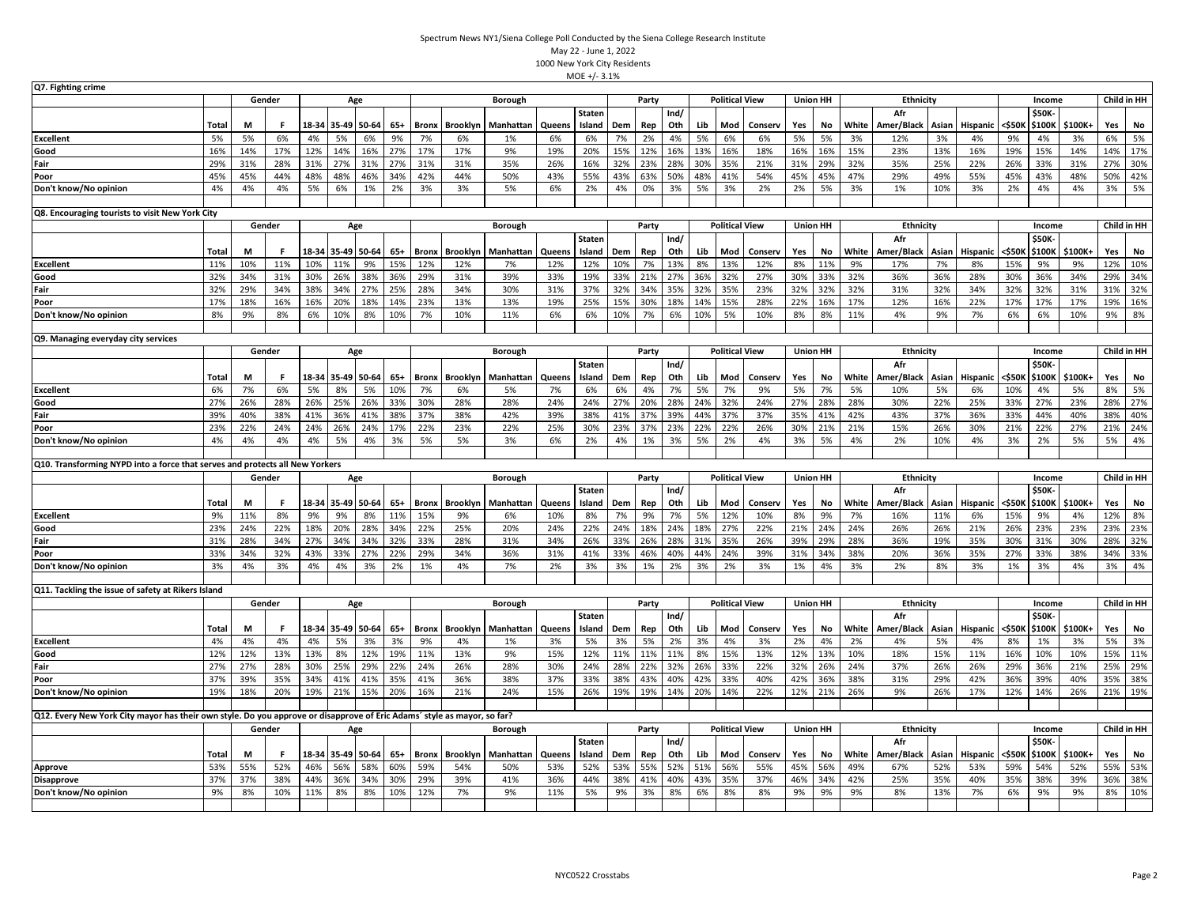Spectrum News NY1/Siena College Poll Conducted by the Siena College Research Institute
May 22 - June 1, 2022
1000 New York City Residents
MOE +/- 3.1%

## Q7. Fighting crime

| | | Gender | | Age | | | | Borough | | | | | Party | | | Political View | | | Union HH | | Ethnicity | | | | Income | | | Child in HH | |
|---|---|---|---|---|---|---|---|---|---|---|---|---|---|---|---|---|---|---|---|---|---|---|---|---|---|---|---|---|---|
| | Total | M | F | 18-34 | 35-49 | 50-64 | 65+ | Bronx | Brooklyn | Manhattan | Queens | Staten Island | Dem | Rep | Ind/ Oth | Lib | Mod | Conserv | Yes | No | White | Afr Amer/Black | Asian | Hispanic | <$50K | $50K-$100K | $100K+ | Yes | No |
| Excellent | 5% | 5% | 6% | 4% | 5% | 6% | 9% | 7% | 6% | 1% | 6% | 6% | 7% | 2% | 4% | 5% | 6% | 6% | 5% | 5% | 3% | 12% | 3% | 4% | 9% | 4% | 3% | 6% | 5% |
| Good | 16% | 14% | 17% | 12% | 14% | 16% | 27% | 17% | 17% | 9% | 19% | 20% | 15% | 12% | 16% | 13% | 16% | 18% | 16% | 16% | 15% | 23% | 13% | 16% | 19% | 15% | 14% | 14% | 17% |
| Fair | 29% | 31% | 28% | 31% | 27% | 31% | 27% | 31% | 31% | 35% | 26% | 16% | 32% | 23% | 28% | 30% | 35% | 21% | 31% | 29% | 32% | 35% | 25% | 22% | 26% | 33% | 31% | 27% | 30% |
| Poor | 45% | 45% | 44% | 48% | 48% | 46% | 34% | 42% | 44% | 50% | 43% | 55% | 43% | 63% | 50% | 48% | 41% | 54% | 45% | 45% | 47% | 29% | 49% | 55% | 45% | 43% | 48% | 50% | 42% |
| Don't know/No opinion | 4% | 4% | 4% | 5% | 6% | 1% | 2% | 3% | 3% | 5% | 6% | 2% | 4% | 0% | 3% | 5% | 3% | 2% | 2% | 5% | 3% | 1% | 10% | 3% | 2% | 4% | 4% | 3% | 5% |

## Q8. Encouraging tourists to visit New York City

| | | Gender | | Age | | | | Borough | | | | | Party | | | Political View | | | Union HH | | Ethnicity | | | | Income | | | Child in HH | |
|---|---|---|---|---|---|---|---|---|---|---|---|---|---|---|---|---|---|---|---|---|---|---|---|---|---|---|---|---|---|
| | Total | M | F | 18-34 | 35-49 | 50-64 | 65+ | Bronx | Brooklyn | Manhattan | Queens | Staten Island | Dem | Rep | Ind/ Oth | Lib | Mod | Conserv | Yes | No | White | Afr Amer/Black | Asian | Hispanic | <$50K | $50K-$100K | $100K+ | Yes | No |
| Excellent | 11% | 10% | 11% | 10% | 11% | 9% | 15% | 12% | 12% | 7% | 12% | 12% | 10% | 7% | 13% | 8% | 13% | 12% | 8% | 11% | 9% | 17% | 7% | 8% | 15% | 9% | 9% | 12% | 10% |
| Good | 32% | 34% | 31% | 30% | 26% | 38% | 36% | 29% | 31% | 39% | 33% | 19% | 33% | 21% | 27% | 36% | 32% | 27% | 30% | 33% | 32% | 36% | 36% | 28% | 30% | 36% | 34% | 29% | 34% |
| Fair | 32% | 29% | 34% | 38% | 34% | 27% | 25% | 28% | 34% | 30% | 31% | 37% | 32% | 34% | 35% | 32% | 35% | 23% | 32% | 32% | 32% | 31% | 32% | 34% | 32% | 32% | 31% | 31% | 32% |
| Poor | 17% | 18% | 16% | 16% | 20% | 18% | 14% | 23% | 13% | 13% | 19% | 25% | 15% | 30% | 18% | 14% | 15% | 28% | 22% | 16% | 17% | 12% | 16% | 22% | 17% | 17% | 17% | 19% | 16% |
| Don't know/No opinion | 8% | 9% | 8% | 6% | 10% | 8% | 10% | 7% | 10% | 11% | 6% | 6% | 10% | 7% | 6% | 10% | 5% | 10% | 8% | 8% | 11% | 4% | 9% | 7% | 6% | 6% | 10% | 9% | 8% |

## Q9. Managing everyday city services

| | | Gender | | Age | | | | Borough | | | | | Party | | | Political View | | | Union HH | | Ethnicity | | | | Income | | | Child in HH | |
|---|---|---|---|---|---|---|---|---|---|---|---|---|---|---|---|---|---|---|---|---|---|---|---|---|---|---|---|---|---|
| | Total | M | F | 18-34 | 35-49 | 50-64 | 65+ | Bronx | Brooklyn | Manhattan | Queens | Staten Island | Dem | Rep | Ind/ Oth | Lib | Mod | Conserv | Yes | No | White | Afr Amer/Black | Asian | Hispanic | <$50K | $50K-$100K | $100K+ | Yes | No |
| Excellent | 6% | 7% | 6% | 5% | 8% | 5% | 10% | 7% | 6% | 5% | 7% | 6% | 6% | 4% | 7% | 5% | 7% | 9% | 5% | 7% | 5% | 10% | 5% | 6% | 10% | 4% | 5% | 8% | 5% |
| Good | 27% | 26% | 28% | 26% | 25% | 26% | 33% | 30% | 28% | 28% | 24% | 24% | 27% | 20% | 28% | 24% | 32% | 24% | 27% | 28% | 28% | 30% | 22% | 25% | 33% | 27% | 23% | 28% | 27% |
| Fair | 39% | 40% | 38% | 41% | 36% | 41% | 38% | 37% | 38% | 42% | 39% | 38% | 41% | 37% | 39% | 44% | 37% | 37% | 35% | 41% | 42% | 43% | 37% | 36% | 33% | 44% | 40% | 38% | 40% |
| Poor | 23% | 22% | 24% | 24% | 26% | 24% | 17% | 22% | 23% | 22% | 25% | 30% | 23% | 37% | 23% | 22% | 22% | 26% | 30% | 21% | 21% | 15% | 26% | 30% | 21% | 22% | 27% | 21% | 24% |
| Don't know/No opinion | 4% | 4% | 4% | 4% | 5% | 4% | 3% | 5% | 5% | 3% | 6% | 2% | 4% | 1% | 3% | 5% | 2% | 4% | 3% | 5% | 4% | 2% | 10% | 4% | 3% | 2% | 5% | 5% | 4% |

## Q10. Transforming NYPD into a force that serves and protects all New Yorkers

| | | Gender | | Age | | | | Borough | | | | | Party | | | Political View | | | Union HH | | Ethnicity | | | | Income | | | Child in HH | |
|---|---|---|---|---|---|---|---|---|---|---|---|---|---|---|---|---|---|---|---|---|---|---|---|---|---|---|---|---|---|
| | Total | M | F | 18-34 | 35-49 | 50-64 | 65+ | Bronx | Brooklyn | Manhattan | Queens | Staten Island | Dem | Rep | Ind/ Oth | Lib | Mod | Conserv | Yes | No | White | Afr Amer/Black | Asian | Hispanic | <$50K | $50K-$100K | $100K+ | Yes | No |
| Excellent | 9% | 11% | 8% | 9% | 9% | 8% | 11% | 15% | 9% | 6% | 10% | 8% | 7% | 9% | 7% | 5% | 12% | 10% | 8% | 9% | 7% | 16% | 11% | 6% | 15% | 9% | 4% | 12% | 8% |
| Good | 23% | 24% | 22% | 18% | 20% | 28% | 34% | 22% | 25% | 20% | 24% | 22% | 24% | 18% | 24% | 18% | 27% | 22% | 21% | 24% | 24% | 26% | 26% | 21% | 26% | 23% | 23% | 23% | 23% |
| Fair | 31% | 28% | 34% | 27% | 34% | 34% | 32% | 33% | 28% | 31% | 34% | 26% | 33% | 26% | 28% | 31% | 35% | 26% | 39% | 29% | 28% | 36% | 19% | 35% | 30% | 31% | 30% | 28% | 32% |
| Poor | 33% | 34% | 32% | 43% | 33% | 27% | 22% | 29% | 34% | 36% | 31% | 41% | 33% | 46% | 40% | 44% | 24% | 39% | 31% | 34% | 38% | 20% | 36% | 35% | 27% | 33% | 38% | 34% | 33% |
| Don't know/No opinion | 3% | 4% | 3% | 4% | 4% | 3% | 2% | 1% | 4% | 7% | 2% | 3% | 3% | 1% | 2% | 3% | 2% | 3% | 1% | 4% | 3% | 2% | 8% | 3% | 1% | 3% | 4% | 3% | 4% |

## Q11. Tackling the issue of safety at Rikers Island

| | | Gender | | Age | | | | Borough | | | | | Party | | | Political View | | | Union HH | | Ethnicity | | | | Income | | | Child in HH | |
|---|---|---|---|---|---|---|---|---|---|---|---|---|---|---|---|---|---|---|---|---|---|---|---|---|---|---|---|---|---|
| | Total | M | F | 18-34 | 35-49 | 50-64 | 65+ | Bronx | Brooklyn | Manhattan | Queens | Staten Island | Dem | Rep | Ind/ Oth | Lib | Mod | Conserv | Yes | No | White | Afr Amer/Black | Asian | Hispanic | <$50K | $50K-$100K | $100K+ | Yes | No |
| Excellent | 4% | 4% | 4% | 4% | 5% | 3% | 3% | 9% | 4% | 1% | 3% | 5% | 3% | 5% | 2% | 3% | 4% | 3% | 2% | 4% | 2% | 4% | 5% | 4% | 8% | 1% | 3% | 5% | 3% |
| Good | 12% | 12% | 13% | 13% | 8% | 12% | 19% | 11% | 13% | 9% | 15% | 12% | 11% | 11% | 11% | 8% | 15% | 13% | 12% | 13% | 10% | 18% | 15% | 11% | 16% | 10% | 10% | 15% | 11% |
| Fair | 27% | 27% | 28% | 30% | 25% | 29% | 22% | 24% | 26% | 28% | 30% | 24% | 28% | 22% | 32% | 26% | 33% | 22% | 32% | 26% | 24% | 37% | 26% | 26% | 29% | 36% | 21% | 25% | 29% |
| Poor | 37% | 39% | 35% | 34% | 41% | 41% | 35% | 41% | 36% | 38% | 37% | 33% | 38% | 43% | 40% | 42% | 33% | 40% | 42% | 36% | 38% | 31% | 29% | 42% | 36% | 39% | 40% | 35% | 38% |
| Don't know/No opinion | 19% | 18% | 20% | 19% | 21% | 15% | 20% | 16% | 21% | 24% | 15% | 26% | 19% | 19% | 14% | 20% | 14% | 22% | 12% | 21% | 26% | 9% | 26% | 17% | 12% | 14% | 26% | 21% | 19% |

## Q12. Every New York City mayor has their own style. Do you approve or disapprove of Eric Adams' style as mayor, so far?

| | | Gender | | Age | | | | Borough | | | | | Party | | | Political View | | | Union HH | | Ethnicity | | | | Income | | | Child in HH | |
|---|---|---|---|---|---|---|---|---|---|---|---|---|---|---|---|---|---|---|---|---|---|---|---|---|---|---|---|---|---|
| | Total | M | F | 18-34 | 35-49 | 50-64 | 65+ | Bronx | Brooklyn | Manhattan | Queens | Staten Island | Dem | Rep | Ind/ Oth | Lib | Mod | Conserv | Yes | No | White | Afr Amer/Black | Asian | Hispanic | <$50K | $50K-$100K | $100K+ | Yes | No |
| Approve | 53% | 55% | 52% | 46% | 56% | 58% | 60% | 59% | 54% | 50% | 53% | 52% | 53% | 55% | 52% | 51% | 56% | 55% | 45% | 56% | 49% | 67% | 52% | 53% | 59% | 54% | 52% | 55% | 53% |
| Disapprove | 37% | 37% | 38% | 44% | 36% | 34% | 30% | 29% | 39% | 41% | 36% | 44% | 38% | 41% | 40% | 43% | 35% | 37% | 46% | 34% | 42% | 25% | 35% | 40% | 35% | 38% | 39% | 36% | 38% |
| Don't know/No opinion | 9% | 8% | 10% | 11% | 8% | 8% | 10% | 12% | 7% | 9% | 11% | 5% | 9% | 3% | 8% | 6% | 8% | 8% | 9% | 9% | 9% | 8% | 13% | 7% | 6% | 9% | 9% | 8% | 10% |

NYC0522 Crosstabs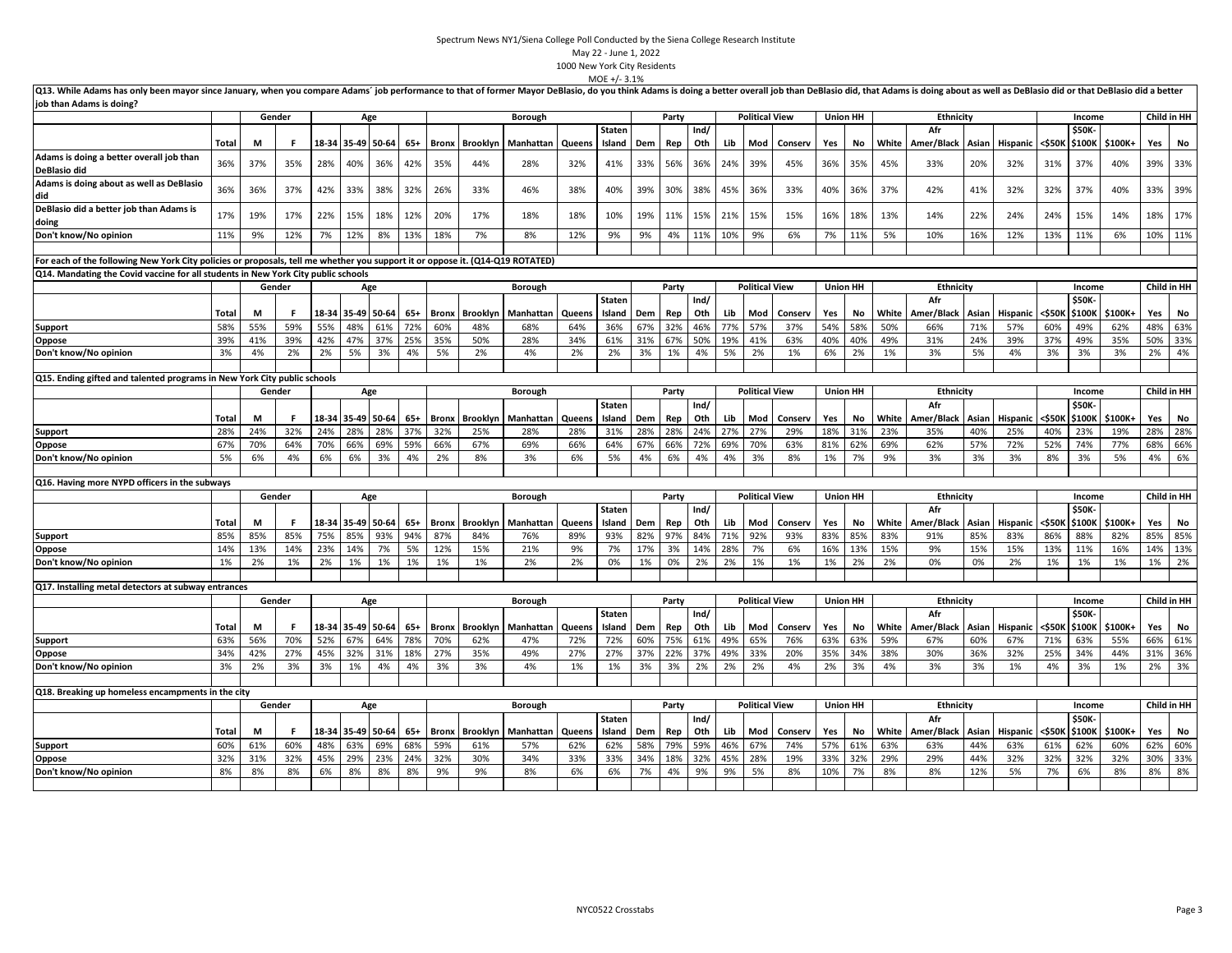Spectrum News NY1/Siena College Poll Conducted by the Siena College Research Institute

May 22 - June 1, 2022

1000 New York City Residents

MOE +/- 3.1%

**Q13. While Adams has only been mayor since January, when you compare Adams' job performance to that of former Mayor DeBlasio, do you think Adams is doing a better overall job than DeBlasio did, that Adams is doing about as well as DeBlasio did or that DeBlasio did a better job than Adams is doing?**

| | | Gender | | Age | | | | Borough | | | | | Party | | | Political View | | | Union HH | | Ethnicity | | | | Income | | | Child in HH | |
|---|---|---|---|---|---|---|---|---|---|---|---|---|---|---|---|---|---|---|---|---|---|---|---|---|---|---|---|---|---|
| | Total | M | F | 18-34 | 35-49 | 50-64 | 65+ | Bronx | Brooklyn | Manhattan | Queens | Staten Island | Dem | Rep | Ind/Oth | Lib | Mod | Conserv | Yes | No | White | Afr Amer/Black | Asian | Hispanic | <$50K | $50K-$100K | $100K+ | Yes | No |
| Adams is doing a better overall job than DeBlasio did | 36% | 37% | 35% | 28% | 40% | 36% | 42% | 35% | 44% | 28% | 32% | 41% | 33% | 56% | 36% | 24% | 39% | 45% | 36% | 35% | 45% | 33% | 20% | 32% | 31% | 37% | 40% | 39% | 33% |
| Adams is doing about as well as DeBlasio did | 36% | 36% | 37% | 42% | 33% | 38% | 32% | 26% | 33% | 46% | 38% | 40% | 39% | 30% | 38% | 45% | 36% | 33% | 40% | 36% | 37% | 42% | 41% | 32% | 32% | 37% | 40% | 33% | 39% |
| DeBlasio did a better job than Adams is doing | 17% | 19% | 17% | 22% | 15% | 18% | 12% | 20% | 17% | 18% | 18% | 10% | 19% | 11% | 15% | 21% | 15% | 15% | 16% | 18% | 13% | 14% | 22% | 24% | 24% | 15% | 14% | 18% | 17% |
| Don't know/No opinion | 11% | 9% | 12% | 7% | 12% | 8% | 13% | 18% | 7% | 8% | 12% | 9% | 9% | 4% | 11% | 10% | 9% | 6% | 7% | 11% | 5% | 10% | 16% | 12% | 13% | 11% | 6% | 10% | 11% |

**For each of the following New York City policies or proposals, tell me whether you support it or oppose it. (Q14-Q19 ROTATED)**

**Q14. Mandating the Covid vaccine for all students in New York City public schools**

| | | Gender | | Age | | | | Borough | | | | | Party | | | Political View | | | Union HH | | Ethnicity | | | | Income | | | Child in HH | |
|---|---|---|---|---|---|---|---|---|---|---|---|---|---|---|---|---|---|---|---|---|---|---|---|---|---|---|---|---|---|
| | Total | M | F | 18-34 | 35-49 | 50-64 | 65+ | Bronx | Brooklyn | Manhattan | Queens | Staten Island | Dem | Rep | Ind/Oth | Lib | Mod | Conserv | Yes | No | White | Afr Amer/Black | Asian | Hispanic | <$50K | $50K-$100K | $100K+ | Yes | No |
| Support | 58% | 55% | 59% | 55% | 48% | 61% | 72% | 60% | 48% | 68% | 64% | 36% | 67% | 32% | 46% | 77% | 57% | 37% | 54% | 58% | 50% | 66% | 71% | 57% | 60% | 49% | 62% | 48% | 63% |
| Oppose | 39% | 41% | 39% | 42% | 47% | 37% | 25% | 35% | 50% | 28% | 34% | 61% | 31% | 67% | 50% | 19% | 41% | 63% | 40% | 40% | 49% | 31% | 24% | 39% | 37% | 49% | 35% | 50% | 33% |
| Don't know/No opinion | 3% | 4% | 2% | 2% | 5% | 3% | 4% | 5% | 2% | 4% | 2% | 2% | 3% | 1% | 4% | 5% | 2% | 1% | 6% | 2% | 1% | 3% | 5% | 4% | 3% | 3% | 3% | 2% | 4% |

**Q15. Ending gifted and talented programs in New York City public schools**

| | | Gender | | Age | | | | Borough | | | | | Party | | | Political View | | | Union HH | | Ethnicity | | | | Income | | | Child in HH | |
|---|---|---|---|---|---|---|---|---|---|---|---|---|---|---|---|---|---|---|---|---|---|---|---|---|---|---|---|---|---|
| | Total | M | F | 18-34 | 35-49 | 50-64 | 65+ | Bronx | Brooklyn | Manhattan | Queens | Staten Island | Dem | Rep | Ind/Oth | Lib | Mod | Conserv | Yes | No | White | Afr Amer/Black | Asian | Hispanic | <$50K | $50K-$100K | $100K+ | Yes | No |
| Support | 28% | 24% | 32% | 24% | 28% | 28% | 37% | 32% | 25% | 28% | 28% | 31% | 28% | 28% | 24% | 27% | 27% | 29% | 18% | 31% | 23% | 35% | 40% | 25% | 40% | 23% | 19% | 28% | 28% |
| Oppose | 67% | 70% | 64% | 70% | 66% | 69% | 59% | 66% | 67% | 69% | 66% | 64% | 67% | 66% | 72% | 69% | 70% | 63% | 81% | 62% | 69% | 62% | 57% | 72% | 52% | 74% | 77% | 68% | 66% |
| Don't know/No opinion | 5% | 6% | 4% | 6% | 6% | 3% | 4% | 2% | 8% | 3% | 6% | 5% | 4% | 6% | 4% | 4% | 3% | 8% | 1% | 7% | 9% | 3% | 3% | 3% | 8% | 3% | 5% | 4% | 6% |

**Q16. Having more NYPD officers in the subways**

| | | Gender | | Age | | | | Borough | | | | | Party | | | Political View | | | Union HH | | Ethnicity | | | | Income | | | Child in HH | |
|---|---|---|---|---|---|---|---|---|---|---|---|---|---|---|---|---|---|---|---|---|---|---|---|---|---|---|---|---|---|
| | Total | M | F | 18-34 | 35-49 | 50-64 | 65+ | Bronx | Brooklyn | Manhattan | Queens | Staten Island | Dem | Rep | Ind/Oth | Lib | Mod | Conserv | Yes | No | White | Afr Amer/Black | Asian | Hispanic | <$50K | $50K-$100K | $100K+ | Yes | No |
| Support | 85% | 85% | 85% | 75% | 85% | 93% | 94% | 87% | 84% | 76% | 89% | 93% | 82% | 97% | 84% | 71% | 92% | 93% | 83% | 85% | 83% | 91% | 85% | 83% | 86% | 88% | 82% | 85% | 85% |
| Oppose | 14% | 13% | 14% | 23% | 14% | 7% | 5% | 12% | 15% | 21% | 9% | 7% | 17% | 3% | 14% | 28% | 7% | 6% | 16% | 13% | 15% | 9% | 15% | 15% | 13% | 11% | 16% | 14% | 13% |
| Don't know/No opinion | 1% | 2% | 1% | 2% | 1% | 1% | 1% | 1% | 1% | 2% | 2% | 0% | 1% | 0% | 2% | 2% | 1% | 1% | 1% | 2% | 2% | 0% | 0% | 2% | 1% | 1% | 1% | 1% | 2% |

**Q17. Installing metal detectors at subway entrances**

| | | Gender | | Age | | | | Borough | | | | | Party | | | Political View | | | Union HH | | Ethnicity | | | | Income | | | Child in HH | |
|---|---|---|---|---|---|---|---|---|---|---|---|---|---|---|---|---|---|---|---|---|---|---|---|---|---|---|---|---|---|
| | Total | M | F | 18-34 | 35-49 | 50-64 | 65+ | Bronx | Brooklyn | Manhattan | Queens | Staten Island | Dem | Rep | Ind/Oth | Lib | Mod | Conserv | Yes | No | White | Afr Amer/Black | Asian | Hispanic | <$50K | $50K-$100K | $100K+ | Yes | No |
| Support | 63% | 56% | 70% | 52% | 67% | 64% | 78% | 70% | 62% | 47% | 72% | 72% | 60% | 75% | 61% | 49% | 65% | 76% | 63% | 63% | 59% | 67% | 60% | 67% | 71% | 63% | 55% | 66% | 61% |
| Oppose | 34% | 42% | 27% | 45% | 32% | 31% | 18% | 27% | 35% | 49% | 27% | 27% | 37% | 22% | 37% | 49% | 33% | 20% | 35% | 34% | 38% | 30% | 36% | 32% | 25% | 34% | 44% | 31% | 36% |
| Don't know/No opinion | 3% | 2% | 3% | 3% | 1% | 4% | 4% | 3% | 3% | 4% | 1% | 1% | 3% | 3% | 2% | 2% | 2% | 4% | 2% | 3% | 4% | 3% | 3% | 1% | 4% | 3% | 1% | 2% | 3% |

**Q18. Breaking up homeless encampments in the city**

| | | Gender | | Age | | | | Borough | | | | | Party | | | Political View | | | Union HH | | Ethnicity | | | | Income | | | Child in HH | |
|---|---|---|---|---|---|---|---|---|---|---|---|---|---|---|---|---|---|---|---|---|---|---|---|---|---|---|---|---|---|
| | Total | M | F | 18-34 | 35-49 | 50-64 | 65+ | Bronx | Brooklyn | Manhattan | Queens | Staten Island | Dem | Rep | Ind/Oth | Lib | Mod | Conserv | Yes | No | White | Afr Amer/Black | Asian | Hispanic | <$50K | $50K-$100K | $100K+ | Yes | No |
| Support | 60% | 61% | 60% | 48% | 63% | 69% | 68% | 59% | 61% | 57% | 62% | 62% | 58% | 79% | 59% | 46% | 67% | 74% | 57% | 61% | 63% | 63% | 44% | 63% | 61% | 62% | 60% | 62% | 60% |
| Oppose | 32% | 31% | 32% | 45% | 29% | 23% | 24% | 32% | 30% | 34% | 33% | 33% | 34% | 18% | 32% | 45% | 28% | 19% | 33% | 32% | 29% | 29% | 44% | 32% | 32% | 32% | 32% | 30% | 33% |
| Don't know/No opinion | 8% | 8% | 8% | 6% | 8% | 8% | 8% | 9% | 9% | 8% | 6% | 6% | 7% | 4% | 9% | 9% | 5% | 8% | 10% | 7% | 8% | 8% | 12% | 5% | 7% | 6% | 8% | 8% | 8% |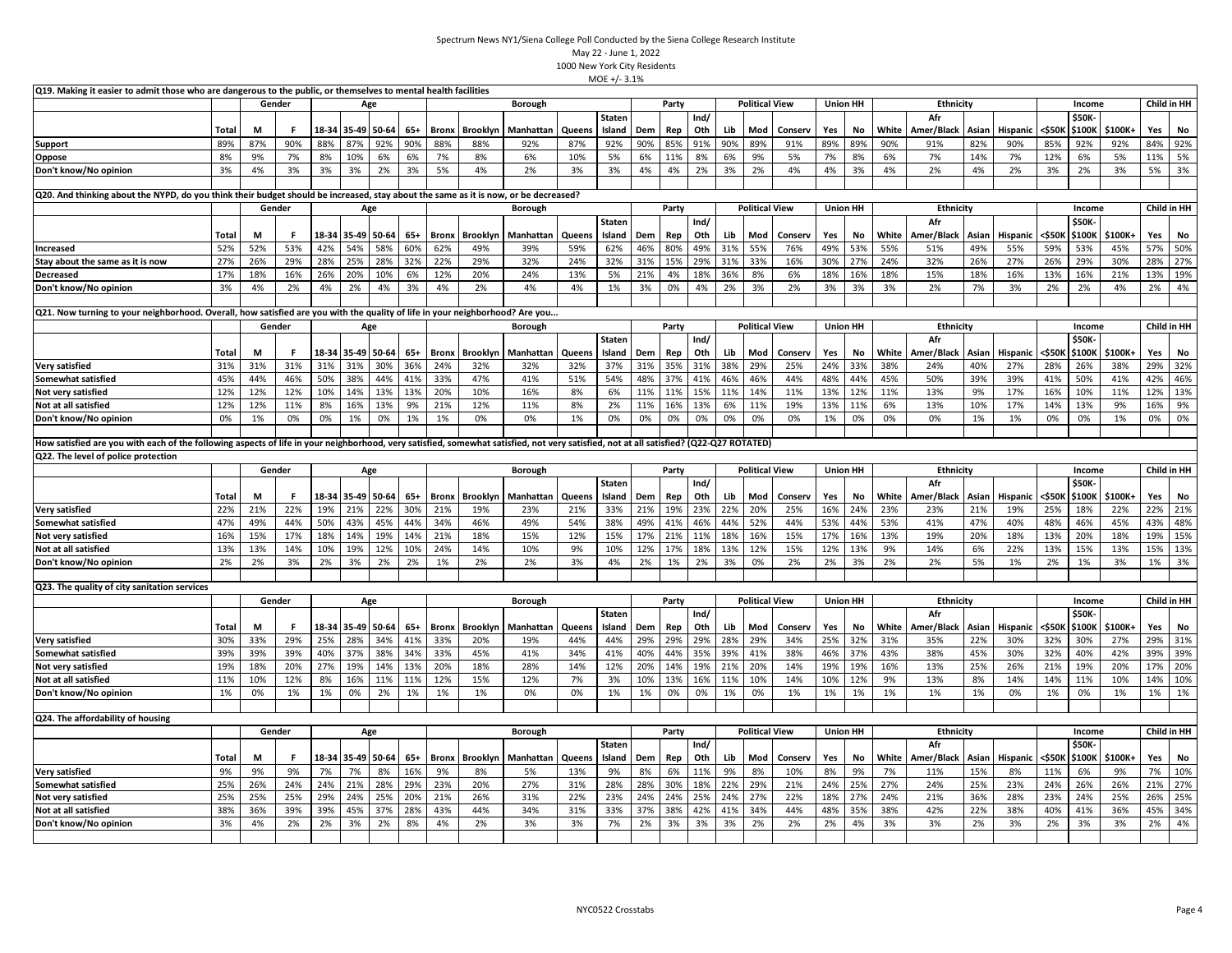Spectrum News NY1/Siena College Poll Conducted by the Siena College Research Institute
May 22 - June 1, 2022
1000 New York City Residents
MOE +/- 3.1%

**Q19. Making it easier to admit those who are dangerous to the public, or themselves to mental health facilities**

| | | Gender | | Age | | | | Borough | | | | | Party | | | Political View | | | Union HH | | Ethnicity | | | | Income | | | Child in HH | |
|---|---|---|---|---|---|---|---|---|---|---|---|---|---|---|---|---|---|---|---|---|---|---|---|---|---|---|---|---|---|
| | Total | M | F | 18-34 | 35-49 | 50-64 | 65+ | Bronx | Brooklyn | Manhattan | Queens | Staten Island | Dem | Rep | Ind/ Oth | Lib | Mod | Conserv | Yes | No | White | Afr Amer/Black | Asian | Hispanic | <$50K | $50K-$100K | $100K+ | Yes | No |
| Support | 89% | 87% | 90% | 88% | 87% | 92% | 90% | 88% | 88% | 92% | 87% | 92% | 90% | 85% | 91% | 90% | 89% | 91% | 89% | 89% | 90% | 91% | 82% | 90% | 85% | 92% | 92% | 84% | 92% |
| Oppose | 8% | 9% | 7% | 8% | 10% | 6% | 6% | 7% | 8% | 6% | 10% | 5% | 6% | 11% | 8% | 6% | 9% | 5% | 7% | 8% | 6% | 7% | 14% | 7% | 12% | 6% | 5% | 11% | 5% |
| Don't know/No opinion | 3% | 4% | 3% | 3% | 3% | 2% | 3% | 5% | 4% | 2% | 3% | 3% | 4% | 4% | 2% | 3% | 2% | 4% | 4% | 3% | 4% | 2% | 4% | 2% | 3% | 2% | 3% | 5% | 3% |

**Q20. And thinking about the NYPD, do you think their budget should be increased, stay about the same as it is now, or be decreased?**

| | | Gender | | Age | | | | Borough | | | | | Party | | | Political View | | | Union HH | | Ethnicity | | | | Income | | | Child in HH | |
|---|---|---|---|---|---|---|---|---|---|---|---|---|---|---|---|---|---|---|---|---|---|---|---|---|---|---|---|---|---|
| | Total | M | F | 18-34 | 35-49 | 50-64 | 65+ | Bronx | Brooklyn | Manhattan | Queens | Staten Island | Dem | Rep | Ind/ Oth | Lib | Mod | Conserv | Yes | No | White | Afr Amer/Black | Asian | Hispanic | <$50K | $50K-$100K | $100K+ | Yes | No |
| Increased | 52% | 52% | 53% | 42% | 54% | 58% | 60% | 62% | 49% | 39% | 59% | 62% | 46% | 80% | 49% | 31% | 55% | 76% | 49% | 53% | 55% | 51% | 49% | 55% | 59% | 53% | 45% | 57% | 50% |
| Stay about the same as it is now | 27% | 26% | 29% | 28% | 25% | 28% | 32% | 22% | 29% | 32% | 24% | 32% | 31% | 15% | 29% | 31% | 33% | 16% | 30% | 27% | 24% | 32% | 26% | 27% | 26% | 29% | 30% | 28% | 27% |
| Decreased | 17% | 18% | 16% | 26% | 20% | 10% | 6% | 12% | 20% | 24% | 13% | 5% | 21% | 4% | 18% | 36% | 8% | 6% | 18% | 16% | 18% | 15% | 18% | 16% | 13% | 16% | 21% | 13% | 19% |
| Don't know/No opinion | 3% | 4% | 2% | 4% | 2% | 4% | 3% | 4% | 2% | 4% | 4% | 1% | 3% | 0% | 4% | 2% | 3% | 2% | 3% | 3% | 3% | 2% | 7% | 3% | 2% | 2% | 4% | 2% | 4% |

**Q21. Now turning to your neighborhood. Overall, how satisfied are you with the quality of life in your neighborhood? Are you...**

| | | Gender | | Age | | | | Borough | | | | | Party | | | Political View | | | Union HH | | Ethnicity | | | | Income | | | Child in HH | |
|---|---|---|---|---|---|---|---|---|---|---|---|---|---|---|---|---|---|---|---|---|---|---|---|---|---|---|---|---|---|
| | Total | M | F | 18-34 | 35-49 | 50-64 | 65+ | Bronx | Brooklyn | Manhattan | Queens | Staten Island | Dem | Rep | Ind/ Oth | Lib | Mod | Conserv | Yes | No | White | Afr Amer/Black | Asian | Hispanic | <$50K | $50K-$100K | $100K+ | Yes | No |
| Very satisfied | 31% | 31% | 31% | 31% | 31% | 30% | 36% | 24% | 32% | 32% | 32% | 37% | 31% | 35% | 31% | 38% | 29% | 25% | 24% | 33% | 38% | 24% | 40% | 27% | 28% | 26% | 38% | 29% | 32% |
| Somewhat satisfied | 45% | 44% | 46% | 50% | 38% | 44% | 41% | 33% | 47% | 41% | 51% | 54% | 48% | 37% | 41% | 46% | 46% | 44% | 48% | 44% | 45% | 50% | 39% | 39% | 41% | 50% | 41% | 42% | 46% |
| Not very satisfied | 12% | 12% | 12% | 10% | 14% | 13% | 13% | 20% | 10% | 16% | 8% | 6% | 11% | 11% | 15% | 11% | 14% | 11% | 13% | 12% | 11% | 13% | 9% | 17% | 16% | 10% | 11% | 12% | 13% |
| Not at all satisfied | 12% | 12% | 11% | 8% | 16% | 13% | 9% | 21% | 12% | 11% | 8% | 2% | 11% | 16% | 13% | 6% | 11% | 19% | 13% | 11% | 6% | 13% | 10% | 17% | 14% | 13% | 9% | 16% | 9% |
| Don't know/No opinion | 0% | 1% | 0% | 0% | 1% | 0% | 1% | 1% | 0% | 0% | 1% | 0% | 0% | 0% | 0% | 0% | 0% | 0% | 1% | 0% | 0% | 0% | 1% | 1% | 0% | 0% | 1% | 0% | 0% |

**How satisfied are you with each of the following aspects of life in your neighborhood, very satisfied, somewhat satisfied, not very satisfied, not at all satisfied? (Q22-Q27 ROTATED)**

**Q22. The level of police protection**

| | | Gender | | Age | | | | Borough | | | | | Party | | | Political View | | | Union HH | | Ethnicity | | | | Income | | | Child in HH | |
|---|---|---|---|---|---|---|---|---|---|---|---|---|---|---|---|---|---|---|---|---|---|---|---|---|---|---|---|---|---|
| | Total | M | F | 18-34 | 35-49 | 50-64 | 65+ | Bronx | Brooklyn | Manhattan | Queens | Staten Island | Dem | Rep | Ind/ Oth | Lib | Mod | Conserv | Yes | No | White | Afr Amer/Black | Asian | Hispanic | <$50K | $50K-$100K | $100K+ | Yes | No |
| Very satisfied | 22% | 21% | 22% | 19% | 21% | 22% | 30% | 21% | 19% | 23% | 21% | 33% | 21% | 19% | 23% | 22% | 20% | 25% | 16% | 24% | 23% | 23% | 21% | 19% | 25% | 18% | 22% | 22% | 21% |
| Somewhat satisfied | 47% | 49% | 44% | 50% | 43% | 45% | 44% | 34% | 46% | 49% | 54% | 38% | 49% | 41% | 46% | 44% | 52% | 44% | 53% | 44% | 53% | 41% | 47% | 40% | 48% | 46% | 45% | 43% | 48% |
| Not very satisfied | 16% | 15% | 17% | 18% | 14% | 19% | 14% | 21% | 18% | 15% | 12% | 15% | 17% | 21% | 11% | 18% | 16% | 15% | 17% | 16% | 13% | 19% | 20% | 18% | 13% | 20% | 18% | 19% | 15% |
| Not at all satisfied | 13% | 13% | 14% | 10% | 19% | 12% | 10% | 24% | 14% | 10% | 9% | 10% | 12% | 17% | 18% | 13% | 12% | 15% | 12% | 13% | 9% | 14% | 6% | 22% | 13% | 15% | 13% | 15% | 13% |
| Don't know/No opinion | 2% | 2% | 3% | 2% | 3% | 2% | 2% | 1% | 2% | 2% | 3% | 4% | 2% | 1% | 2% | 3% | 0% | 2% | 2% | 3% | 2% | 2% | 5% | 1% | 2% | 1% | 3% | 1% | 3% |

**Q23. The quality of city sanitation services**

| | | Gender | | Age | | | | Borough | | | | | Party | | | Political View | | | Union HH | | Ethnicity | | | | Income | | | Child in HH | |
|---|---|---|---|---|---|---|---|---|---|---|---|---|---|---|---|---|---|---|---|---|---|---|---|---|---|---|---|---|---|
| | Total | M | F | 18-34 | 35-49 | 50-64 | 65+ | Bronx | Brooklyn | Manhattan | Queens | Staten Island | Dem | Rep | Ind/ Oth | Lib | Mod | Conserv | Yes | No | White | Afr Amer/Black | Asian | Hispanic | <$50K | $50K-$100K | $100K+ | Yes | No |
| Very satisfied | 30% | 33% | 29% | 25% | 28% | 34% | 41% | 33% | 20% | 19% | 44% | 44% | 29% | 29% | 29% | 28% | 29% | 34% | 25% | 32% | 31% | 35% | 22% | 30% | 32% | 30% | 27% | 29% | 31% |
| Somewhat satisfied | 39% | 39% | 39% | 40% | 37% | 38% | 34% | 33% | 45% | 41% | 34% | 41% | 40% | 44% | 35% | 39% | 41% | 38% | 46% | 37% | 43% | 38% | 45% | 30% | 32% | 40% | 42% | 39% | 39% |
| Not very satisfied | 19% | 18% | 20% | 27% | 19% | 14% | 13% | 20% | 18% | 28% | 14% | 12% | 20% | 14% | 19% | 21% | 20% | 14% | 19% | 19% | 16% | 13% | 25% | 26% | 21% | 19% | 20% | 17% | 20% |
| Not at all satisfied | 11% | 10% | 12% | 8% | 16% | 11% | 11% | 12% | 15% | 12% | 7% | 3% | 10% | 13% | 16% | 11% | 10% | 14% | 10% | 12% | 9% | 13% | 8% | 14% | 14% | 11% | 10% | 14% | 10% |
| Don't know/No opinion | 1% | 0% | 1% | 1% | 0% | 2% | 1% | 1% | 1% | 0% | 0% | 1% | 1% | 0% | 0% | 1% | 0% | 1% | 1% | 1% | 1% | 1% | 1% | 0% | 1% | 0% | 1% | 1% | 1% |

**Q24. The affordability of housing**

| | | Gender | | Age | | | | Borough | | | | | Party | | | Political View | | | Union HH | | Ethnicity | | | | Income | | | Child in HH | |
|---|---|---|---|---|---|---|---|---|---|---|---|---|---|---|---|---|---|---|---|---|---|---|---|---|---|---|---|---|---|
| | Total | M | F | 18-34 | 35-49 | 50-64 | 65+ | Bronx | Brooklyn | Manhattan | Queens | Staten Island | Dem | Rep | Ind/ Oth | Lib | Mod | Conserv | Yes | No | White | Afr Amer/Black | Asian | Hispanic | <$50K | $50K-$100K | $100K+ | Yes | No |
| Very satisfied | 9% | 9% | 9% | 7% | 7% | 8% | 16% | 9% | 8% | 5% | 13% | 9% | 8% | 6% | 11% | 9% | 8% | 10% | 8% | 9% | 7% | 11% | 15% | 8% | 11% | 6% | 9% | 7% | 10% |
| Somewhat satisfied | 25% | 26% | 24% | 24% | 21% | 28% | 29% | 23% | 20% | 27% | 31% | 28% | 28% | 30% | 18% | 22% | 29% | 21% | 24% | 25% | 27% | 24% | 25% | 23% | 24% | 26% | 26% | 21% | 27% |
| Not very satisfied | 25% | 25% | 25% | 29% | 24% | 25% | 20% | 21% | 26% | 31% | 22% | 23% | 24% | 24% | 25% | 24% | 27% | 22% | 18% | 27% | 24% | 21% | 36% | 28% | 23% | 24% | 25% | 26% | 25% |
| Not at all satisfied | 38% | 36% | 39% | 39% | 45% | 37% | 28% | 43% | 44% | 34% | 31% | 33% | 37% | 38% | 42% | 41% | 34% | 44% | 48% | 35% | 38% | 42% | 22% | 38% | 40% | 41% | 36% | 45% | 34% |
| Don't know/No opinion | 3% | 4% | 2% | 2% | 3% | 2% | 8% | 4% | 2% | 3% | 3% | 7% | 2% | 3% | 3% | 3% | 2% | 2% | 2% | 4% | 3% | 3% | 2% | 3% | 2% | 3% | 3% | 2% | 4% |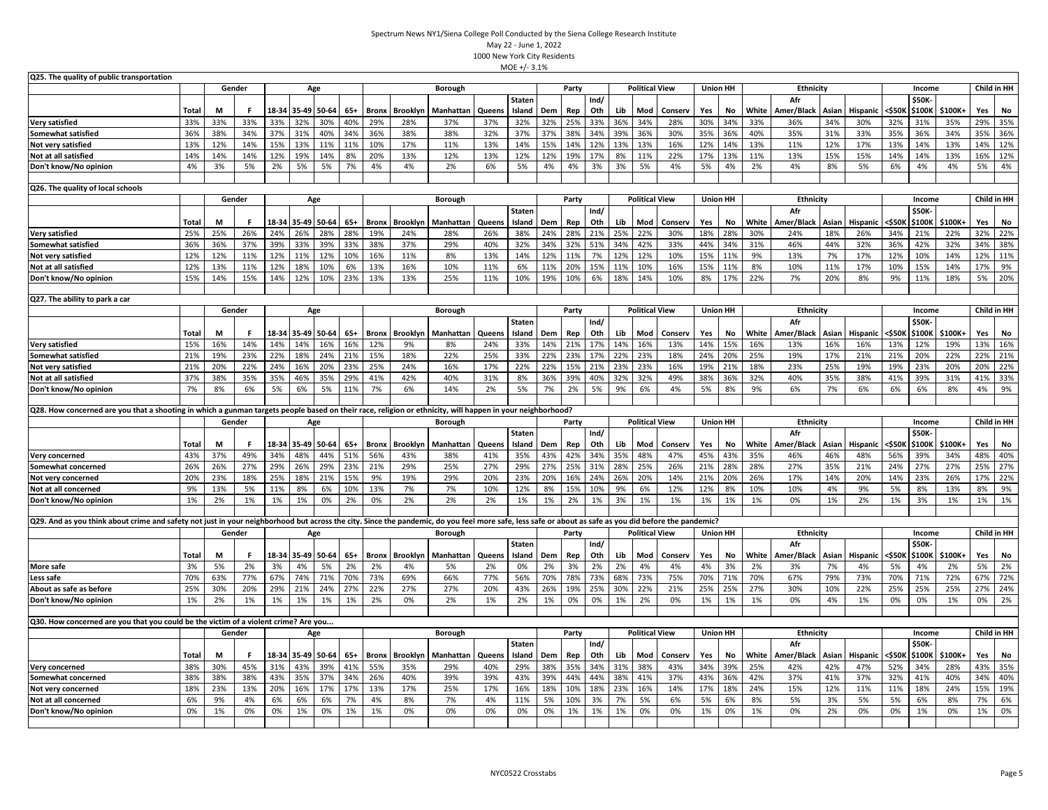Spectrum News NY1/Siena College Poll Conducted by the Siena College Research Institute
May 22 - June 1, 2022
1000 New York City Residents
MOE +/- 3.1%

**Q25. The quality of public transportation**

| | | Gender | | Age | | | | Borough | | | | | Party | | | Political View | | | Union HH | | Ethnicity | | | | Income | | | Child in HH | |
|---|---|---|---|---|---|---|---|---|---|---|---|---|---|---|---|---|---|---|---|---|---|---|---|---|---|---|---|---|---|
| | Total | M | F | 18-34 | 35-49 | 50-64 | 65+ | Bronx | Brooklyn | Manhattan | Queens | Staten Island | Dem | Rep | Ind/ Oth | Lib | Mod | Conserv | Yes | No | White | Afr Amer/Black | Asian | Hispanic | <$50K | $50K-$100K | $100K+ | Yes | No |
| Very satisfied | 33% | 33% | 33% | 33% | 32% | 30% | 40% | 29% | 28% | 37% | 37% | 32% | 32% | 25% | 33% | 36% | 34% | 28% | 30% | 34% | 33% | 36% | 34% | 30% | 32% | 31% | 35% | 29% | 35% |
| Somewhat satisfied | 36% | 38% | 34% | 37% | 31% | 40% | 34% | 36% | 38% | 38% | 32% | 37% | 37% | 38% | 34% | 39% | 36% | 30% | 35% | 36% | 40% | 35% | 31% | 33% | 35% | 36% | 34% | 35% | 36% |
| Not very satisfied | 13% | 12% | 14% | 15% | 13% | 11% | 11% | 10% | 17% | 11% | 13% | 14% | 15% | 14% | 12% | 13% | 13% | 16% | 12% | 14% | 13% | 11% | 12% | 17% | 13% | 14% | 13% | 14% | 12% |
| Not at all satisfied | 14% | 14% | 14% | 12% | 19% | 14% | 8% | 20% | 13% | 12% | 13% | 12% | 12% | 19% | 17% | 8% | 11% | 22% | 17% | 13% | 11% | 13% | 15% | 15% | 14% | 14% | 13% | 16% | 12% |
| Don't know/No opinion | 4% | 3% | 5% | 2% | 5% | 5% | 7% | 4% | 4% | 2% | 6% | 5% | 4% | 4% | 3% | 3% | 5% | 4% | 5% | 4% | 2% | 4% | 8% | 5% | 6% | 4% | 4% | 5% | 4% |

**Q26. The quality of local schools**

| | | Gender | | Age | | | | Borough | | | | | Party | | | Political View | | | Union HH | | Ethnicity | | | | Income | | | Child in HH | |
|---|---|---|---|---|---|---|---|---|---|---|---|---|---|---|---|---|---|---|---|---|---|---|---|---|---|---|---|---|---|
| | Total | M | F | 18-34 | 35-49 | 50-64 | 65+ | Bronx | Brooklyn | Manhattan | Queens | Staten Island | Dem | Rep | Ind/ Oth | Lib | Mod | Conserv | Yes | No | White | Afr Amer/Black | Asian | Hispanic | <$50K | $50K-$100K | $100K+ | Yes | No |
| Very satisfied | 25% | 25% | 26% | 24% | 26% | 28% | 28% | 19% | 24% | 28% | 26% | 38% | 24% | 28% | 21% | 25% | 22% | 30% | 18% | 28% | 30% | 24% | 18% | 26% | 34% | 21% | 22% | 32% | 22% |
| Somewhat satisfied | 36% | 36% | 37% | 39% | 33% | 39% | 33% | 38% | 37% | 29% | 40% | 32% | 34% | 32% | 51% | 34% | 42% | 33% | 44% | 34% | 31% | 46% | 44% | 32% | 36% | 42% | 32% | 34% | 38% |
| Not very satisfied | 12% | 12% | 11% | 12% | 11% | 12% | 10% | 16% | 11% | 8% | 13% | 14% | 12% | 11% | 7% | 12% | 12% | 10% | 15% | 11% | 9% | 13% | 7% | 17% | 12% | 10% | 14% | 12% | 11% |
| Not at all satisfied | 12% | 13% | 11% | 12% | 18% | 10% | 6% | 13% | 16% | 10% | 11% | 6% | 11% | 20% | 15% | 11% | 10% | 16% | 15% | 11% | 8% | 10% | 11% | 17% | 10% | 15% | 14% | 17% | 9% |
| Don't know/No opinion | 15% | 14% | 15% | 14% | 12% | 10% | 23% | 13% | 13% | 25% | 11% | 10% | 19% | 10% | 6% | 18% | 14% | 10% | 8% | 17% | 22% | 7% | 20% | 8% | 9% | 11% | 18% | 5% | 20% |

**Q27. The ability to park a car**

| | | Gender | | Age | | | | Borough | | | | | Party | | | Political View | | | Union HH | | Ethnicity | | | | Income | | | Child in HH | |
|---|---|---|---|---|---|---|---|---|---|---|---|---|---|---|---|---|---|---|---|---|---|---|---|---|---|---|---|---|---|
| | Total | M | F | 18-34 | 35-49 | 50-64 | 65+ | Bronx | Brooklyn | Manhattan | Queens | Staten Island | Dem | Rep | Ind/ Oth | Lib | Mod | Conserv | Yes | No | White | Afr Amer/Black | Asian | Hispanic | <$50K | $50K-$100K | $100K+ | Yes | No |
| Very satisfied | 15% | 16% | 14% | 14% | 14% | 16% | 16% | 12% | 9% | 8% | 24% | 33% | 14% | 21% | 17% | 14% | 16% | 13% | 14% | 15% | 16% | 13% | 16% | 16% | 13% | 12% | 19% | 13% | 16% |
| Somewhat satisfied | 21% | 19% | 23% | 22% | 18% | 24% | 21% | 15% | 18% | 22% | 25% | 33% | 22% | 23% | 17% | 22% | 23% | 18% | 24% | 20% | 25% | 19% | 17% | 21% | 21% | 20% | 22% | 22% | 21% |
| Not very satisfied | 21% | 20% | 22% | 24% | 16% | 20% | 23% | 25% | 24% | 16% | 17% | 22% | 22% | 15% | 21% | 23% | 23% | 16% | 19% | 21% | 18% | 23% | 25% | 19% | 19% | 23% | 20% | 20% | 22% |
| Not at all satisfied | 37% | 38% | 35% | 35% | 46% | 35% | 29% | 41% | 42% | 40% | 31% | 8% | 36% | 39% | 40% | 32% | 32% | 49% | 38% | 36% | 32% | 40% | 35% | 38% | 41% | 39% | 31% | 41% | 33% |
| Don't know/No opinion | 7% | 8% | 6% | 5% | 6% | 5% | 11% | 7% | 6% | 14% | 2% | 5% | 7% | 2% | 5% | 9% | 6% | 4% | 5% | 8% | 9% | 6% | 7% | 6% | 6% | 6% | 8% | 4% | 9% |

**Q28. How concerned are you that a shooting in which a gunman targets people based on their race, religion or ethnicity, will happen in your neighborhood?**

| | | Gender | | Age | | | | Borough | | | | | Party | | | Political View | | | Union HH | | Ethnicity | | | | Income | | | Child in HH | |
|---|---|---|---|---|---|---|---|---|---|---|---|---|---|---|---|---|---|---|---|---|---|---|---|---|---|---|---|---|---|
| | Total | M | F | 18-34 | 35-49 | 50-64 | 65+ | Bronx | Brooklyn | Manhattan | Queens | Staten Island | Dem | Rep | Ind/ Oth | Lib | Mod | Conserv | Yes | No | White | Afr Amer/Black | Asian | Hispanic | <$50K | $50K-$100K | $100K+ | Yes | No |
| Very concerned | 43% | 37% | 49% | 34% | 48% | 44% | 51% | 56% | 43% | 38% | 41% | 35% | 43% | 42% | 34% | 35% | 48% | 47% | 45% | 43% | 35% | 46% | 46% | 48% | 56% | 39% | 34% | 48% | 40% |
| Somewhat concerned | 26% | 26% | 27% | 29% | 26% | 29% | 23% | 21% | 29% | 25% | 27% | 29% | 27% | 25% | 31% | 28% | 25% | 26% | 21% | 28% | 28% | 27% | 35% | 21% | 24% | 27% | 27% | 25% | 27% |
| Not very concerned | 20% | 23% | 18% | 25% | 18% | 21% | 15% | 9% | 19% | 29% | 20% | 23% | 20% | 16% | 24% | 26% | 20% | 14% | 21% | 20% | 26% | 17% | 14% | 20% | 14% | 23% | 26% | 17% | 22% |
| Not at all concerned | 9% | 13% | 5% | 11% | 8% | 6% | 10% | 13% | 7% | 7% | 10% | 12% | 8% | 15% | 10% | 9% | 6% | 12% | 12% | 8% | 10% | 10% | 4% | 9% | 5% | 8% | 13% | 8% | 9% |
| Don't know/No opinion | 1% | 2% | 1% | 1% | 1% | 0% | 2% | 0% | 2% | 2% | 2% | 1% | 1% | 2% | 1% | 3% | 1% | 1% | 1% | 1% | 1% | 0% | 1% | 2% | 1% | 3% | 1% | 1% | 1% |

**Q29. And as you think about crime and safety not just in your neighborhood but across the city. Since the pandemic, do you feel more safe, less safe or about as safe as you did before the pandemic?**

| | | Gender | | Age | | | | Borough | | | | | Party | | | Political View | | | Union HH | | Ethnicity | | | | Income | | | Child in HH | |
|---|---|---|---|---|---|---|---|---|---|---|---|---|---|---|---|---|---|---|---|---|---|---|---|---|---|---|---|---|---|
| | Total | M | F | 18-34 | 35-49 | 50-64 | 65+ | Bronx | Brooklyn | Manhattan | Queens | Staten Island | Dem | Rep | Ind/ Oth | Lib | Mod | Conserv | Yes | No | White | Afr Amer/Black | Asian | Hispanic | <$50K | $50K-$100K | $100K+ | Yes | No |
| More safe | 3% | 5% | 2% | 3% | 4% | 5% | 2% | 2% | 4% | 5% | 2% | 0% | 2% | 3% | 2% | 2% | 4% | 4% | 4% | 3% | 2% | 3% | 7% | 4% | 5% | 4% | 2% | 5% | 2% |
| Less safe | 70% | 63% | 77% | 67% | 74% | 71% | 70% | 73% | 69% | 66% | 77% | 56% | 70% | 78% | 73% | 68% | 73% | 75% | 70% | 71% | 70% | 67% | 79% | 73% | 70% | 71% | 72% | 67% | 72% |
| About as safe as before | 25% | 30% | 20% | 29% | 21% | 24% | 27% | 22% | 27% | 27% | 20% | 43% | 26% | 19% | 25% | 30% | 22% | 21% | 25% | 25% | 27% | 30% | 10% | 22% | 25% | 25% | 25% | 27% | 24% |
| Don't know/No opinion | 1% | 2% | 1% | 1% | 1% | 1% | 1% | 2% | 0% | 2% | 1% | 2% | 1% | 0% | 0% | 1% | 2% | 0% | 1% | 1% | 1% | 0% | 4% | 1% | 0% | 0% | 1% | 0% | 2% |

**Q30. How concerned are you that you could be the victim of a violent crime? Are you...**

| | | Gender | | Age | | | | Borough | | | | | Party | | | Political View | | | Union HH | | Ethnicity | | | | Income | | | Child in HH | |
|---|---|---|---|---|---|---|---|---|---|---|---|---|---|---|---|---|---|---|---|---|---|---|---|---|---|---|---|---|---|
| | Total | M | F | 18-34 | 35-49 | 50-64 | 65+ | Bronx | Brooklyn | Manhattan | Queens | Staten Island | Dem | Rep | Ind/ Oth | Lib | Mod | Conserv | Yes | No | White | Afr Amer/Black | Asian | Hispanic | <$50K | $50K-$100K | $100K+ | Yes | No |
| Very concerned | 38% | 30% | 45% | 31% | 43% | 39% | 41% | 55% | 35% | 29% | 40% | 29% | 38% | 35% | 34% | 31% | 38% | 43% | 34% | 39% | 25% | 42% | 42% | 47% | 52% | 34% | 28% | 43% | 35% |
| Somewhat concerned | 38% | 38% | 38% | 43% | 35% | 37% | 34% | 26% | 40% | 39% | 39% | 43% | 39% | 44% | 44% | 38% | 41% | 37% | 43% | 36% | 42% | 37% | 41% | 37% | 32% | 41% | 40% | 34% | 40% |
| Not very concerned | 18% | 23% | 13% | 20% | 16% | 17% | 17% | 13% | 17% | 25% | 17% | 16% | 18% | 10% | 18% | 23% | 16% | 14% | 17% | 18% | 24% | 15% | 12% | 11% | 11% | 18% | 24% | 15% | 19% |
| Not at all concerned | 6% | 9% | 4% | 6% | 6% | 6% | 7% | 4% | 8% | 7% | 4% | 11% | 5% | 10% | 3% | 7% | 5% | 6% | 5% | 6% | 8% | 5% | 3% | 5% | 5% | 6% | 8% | 7% | 6% |
| Don't know/No opinion | 0% | 1% | 0% | 0% | 1% | 0% | 1% | 1% | 0% | 0% | 0% | 0% | 0% | 1% | 1% | 1% | 0% | 0% | 1% | 0% | 1% | 0% | 2% | 0% | 0% | 1% | 0% | 1% | 0% |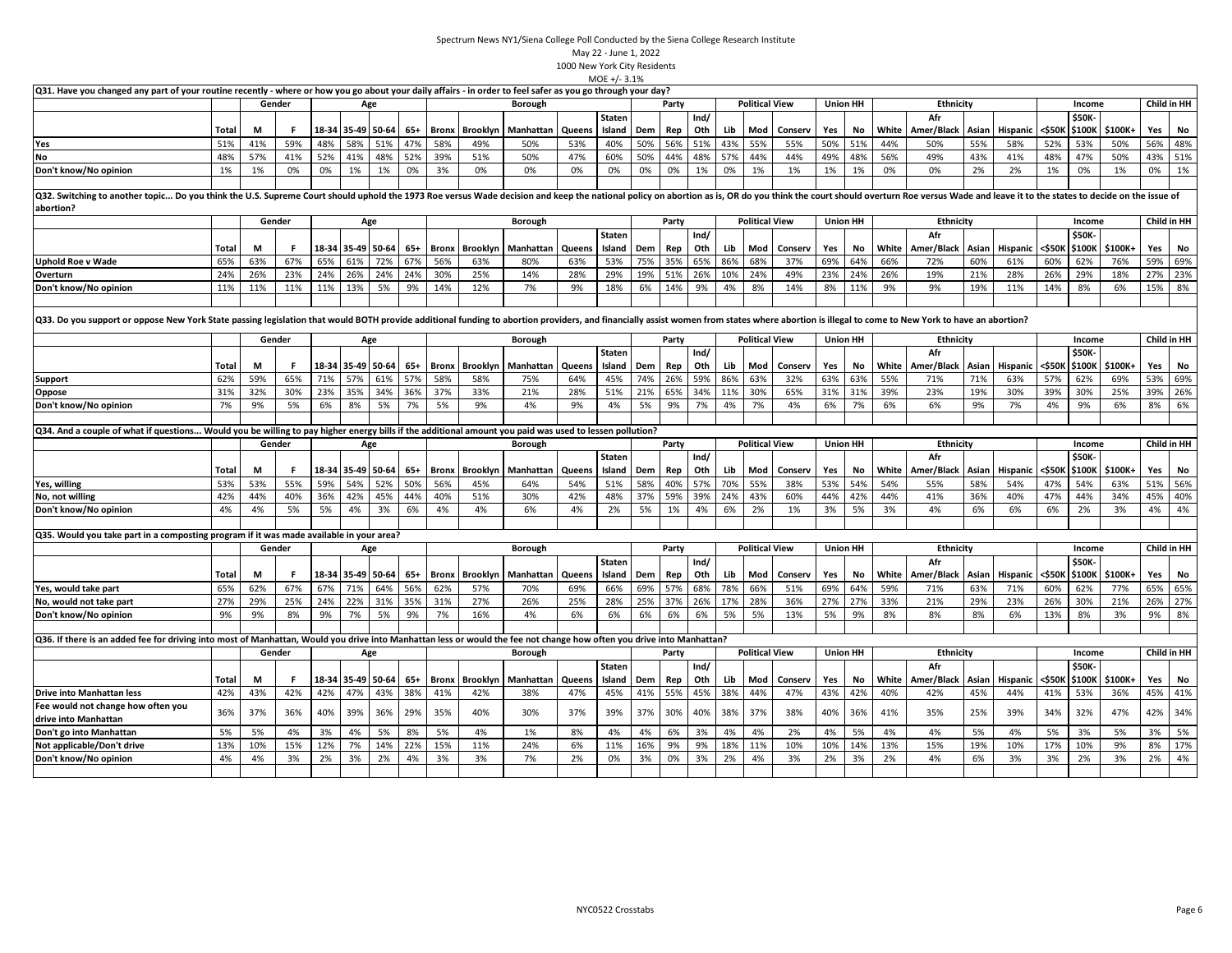Spectrum News NY1/Siena College Poll Conducted by the Siena College Research Institute
May 22 - June 1, 2022
1000 New York City Residents
MOE +/- 3.1%

**Q31. Have you changed any part of your routine recently - where or how you go about your daily affairs - in order to feel safer as you go through your day?**

| | | Gender | | Age | | | | Borough | | | | | Party | | | Political View | | | Union HH | | Ethnicity | | | | Income | | | Child in HH | |
|---|---|---|---|---|---|---|---|---|---|---|---|---|---|---|---|---|---|---|---|---|---|---|---|---|---|---|---|---|---|
| | Total | M | F | 18-34 | 35-49 | 50-64 | 65+ | Bronx | Brooklyn | Manhattan | Queens | Staten Island | Dem | Rep | Ind/ Oth | Lib | Mod | Conserv | Yes | No | White | Afr Amer/Black | Asian | Hispanic | <$50K | $50K-$100K | $100K+ | Yes | No |
| Yes | 51% | 41% | 59% | 48% | 58% | 51% | 47% | 58% | 49% | 50% | 53% | 40% | 50% | 56% | 51% | 43% | 55% | 55% | 50% | 51% | 44% | 50% | 55% | 58% | 52% | 53% | 50% | 56% | 48% |
| No | 48% | 57% | 41% | 52% | 41% | 48% | 52% | 39% | 51% | 50% | 47% | 60% | 50% | 44% | 48% | 57% | 44% | 44% | 49% | 48% | 56% | 49% | 43% | 41% | 48% | 47% | 50% | 43% | 51% |
| Don't know/No opinion | 1% | 1% | 0% | 0% | 1% | 1% | 0% | 3% | 0% | 0% | 0% | 0% | 0% | 0% | 1% | 0% | 1% | 1% | 1% | 1% | 0% | 0% | 2% | 2% | 1% | 0% | 1% | 0% | 1% |

**Q32. Switching to another topic... Do you think the U.S. Supreme Court should uphold the 1973 Roe versus Wade decision and keep the national policy on abortion as is, OR do you think the court should overturn Roe versus Wade and leave it to the states to decide on the issue of abortion?**

| | | Gender | | Age | | | | Borough | | | | | Party | | | Political View | | | Union HH | | Ethnicity | | | | Income | | | Child in HH | |
|---|---|---|---|---|---|---|---|---|---|---|---|---|---|---|---|---|---|---|---|---|---|---|---|---|---|---|---|---|---|
| | Total | M | F | 18-34 | 35-49 | 50-64 | 65+ | Bronx | Brooklyn | Manhattan | Queens | Staten Island | Dem | Rep | Ind/ Oth | Lib | Mod | Conserv | Yes | No | White | Afr Amer/Black | Asian | Hispanic | <$50K | $50K-$100K | $100K+ | Yes | No |
| Uphold Roe v Wade | 65% | 63% | 67% | 65% | 61% | 72% | 67% | 56% | 63% | 80% | 63% | 53% | 75% | 35% | 65% | 86% | 68% | 37% | 69% | 64% | 66% | 72% | 60% | 61% | 60% | 62% | 76% | 59% | 69% |
| Overturn | 24% | 26% | 23% | 24% | 26% | 24% | 24% | 30% | 25% | 14% | 28% | 29% | 19% | 51% | 26% | 10% | 24% | 49% | 23% | 24% | 26% | 19% | 21% | 28% | 26% | 29% | 18% | 27% | 23% |
| Don't know/No opinion | 11% | 11% | 11% | 11% | 13% | 5% | 9% | 14% | 12% | 7% | 9% | 18% | 6% | 14% | 9% | 4% | 8% | 14% | 8% | 11% | 9% | 9% | 19% | 11% | 14% | 8% | 6% | 15% | 8% |

**Q33. Do you support or oppose New York State passing legislation that would BOTH provide additional funding to abortion providers, and financially assist women from states where abortion is illegal to come to New York to have an abortion?**

| | | Gender | | Age | | | | Borough | | | | | Party | | | Political View | | | Union HH | | Ethnicity | | | | Income | | | Child in HH | |
|---|---|---|---|---|---|---|---|---|---|---|---|---|---|---|---|---|---|---|---|---|---|---|---|---|---|---|---|---|---|
| | Total | M | F | 18-34 | 35-49 | 50-64 | 65+ | Bronx | Brooklyn | Manhattan | Queens | Staten Island | Dem | Rep | Ind/ Oth | Lib | Mod | Conserv | Yes | No | White | Afr Amer/Black | Asian | Hispanic | <$50K | $50K-$100K | $100K+ | Yes | No |
| Support | 62% | 59% | 65% | 71% | 57% | 61% | 57% | 58% | 58% | 75% | 64% | 45% | 74% | 26% | 59% | 86% | 63% | 32% | 63% | 63% | 55% | 71% | 71% | 63% | 57% | 62% | 69% | 53% | 69% |
| Oppose | 31% | 32% | 30% | 23% | 35% | 34% | 36% | 37% | 33% | 21% | 28% | 51% | 21% | 65% | 34% | 11% | 30% | 65% | 31% | 31% | 39% | 23% | 19% | 30% | 39% | 30% | 25% | 39% | 26% |
| Don't know/No opinion | 7% | 9% | 5% | 6% | 8% | 5% | 7% | 5% | 9% | 4% | 9% | 4% | 5% | 9% | 7% | 4% | 7% | 4% | 6% | 7% | 6% | 6% | 9% | 7% | 4% | 9% | 6% | 8% | 6% |

**Q34. And a couple of what if questions... Would you be willing to pay higher energy bills if the additional amount you paid was used to lessen pollution?**

| | | Gender | | Age | | | | Borough | | | | | Party | | | Political View | | | Union HH | | Ethnicity | | | | Income | | | Child in HH | |
|---|---|---|---|---|---|---|---|---|---|---|---|---|---|---|---|---|---|---|---|---|---|---|---|---|---|---|---|---|---|
| | Total | M | F | 18-34 | 35-49 | 50-64 | 65+ | Bronx | Brooklyn | Manhattan | Queens | Staten Island | Dem | Rep | Ind/ Oth | Lib | Mod | Conserv | Yes | No | White | Afr Amer/Black | Asian | Hispanic | <$50K | $50K-$100K | $100K+ | Yes | No |
| Yes, willing | 53% | 53% | 55% | 59% | 54% | 52% | 50% | 56% | 45% | 64% | 54% | 51% | 58% | 40% | 57% | 70% | 55% | 38% | 53% | 54% | 54% | 55% | 58% | 54% | 47% | 54% | 63% | 51% | 56% |
| No, not willing | 42% | 44% | 40% | 36% | 42% | 45% | 44% | 40% | 51% | 30% | 42% | 48% | 37% | 59% | 39% | 24% | 43% | 60% | 44% | 42% | 44% | 41% | 36% | 40% | 47% | 44% | 34% | 45% | 40% |
| Don't know/No opinion | 4% | 4% | 5% | 5% | 4% | 3% | 6% | 4% | 4% | 6% | 4% | 2% | 5% | 1% | 4% | 6% | 2% | 1% | 3% | 5% | 3% | 4% | 6% | 6% | 6% | 2% | 3% | 4% | 4% |

**Q35. Would you take part in a composting program if it was made available in your area?**

| | | Gender | | Age | | | | Borough | | | | | Party | | | Political View | | | Union HH | | Ethnicity | | | | Income | | | Child in HH | |
|---|---|---|---|---|---|---|---|---|---|---|---|---|---|---|---|---|---|---|---|---|---|---|---|---|---|---|---|---|---|
| | Total | M | F | 18-34 | 35-49 | 50-64 | 65+ | Bronx | Brooklyn | Manhattan | Queens | Staten Island | Dem | Rep | Ind/ Oth | Lib | Mod | Conserv | Yes | No | White | Afr Amer/Black | Asian | Hispanic | <$50K | $50K-$100K | $100K+ | Yes | No |
| Yes, would take part | 65% | 62% | 67% | 67% | 71% | 64% | 56% | 62% | 57% | 70% | 69% | 66% | 69% | 57% | 68% | 78% | 66% | 51% | 69% | 64% | 59% | 71% | 63% | 71% | 60% | 62% | 77% | 65% | 65% |
| No, would not take part | 27% | 29% | 25% | 24% | 22% | 31% | 35% | 31% | 27% | 26% | 25% | 28% | 25% | 37% | 26% | 17% | 28% | 36% | 27% | 27% | 33% | 21% | 29% | 23% | 26% | 30% | 21% | 26% | 27% |
| Don't know/No opinion | 9% | 9% | 8% | 9% | 7% | 5% | 9% | 7% | 16% | 4% | 6% | 6% | 6% | 6% | 6% | 5% | 5% | 13% | 5% | 9% | 8% | 8% | 8% | 6% | 13% | 8% | 3% | 9% | 8% |

**Q36. If there is an added fee for driving into most of Manhattan, Would you drive into Manhattan less or would the fee not change how often you drive into Manhattan?**

| | | Gender | | Age | | | | Borough | | | | | Party | | | Political View | | | Union HH | | Ethnicity | | | | Income | | | Child in HH | |
|---|---|---|---|---|---|---|---|---|---|---|---|---|---|---|---|---|---|---|---|---|---|---|---|---|---|---|---|---|---|
| | Total | M | F | 18-34 | 35-49 | 50-64 | 65+ | Bronx | Brooklyn | Manhattan | Queens | Staten Island | Dem | Rep | Ind/ Oth | Lib | Mod | Conserv | Yes | No | White | Afr Amer/Black | Asian | Hispanic | <$50K | $50K-$100K | $100K+ | Yes | No |
| Drive into Manhattan less | 42% | 43% | 42% | 42% | 47% | 43% | 38% | 41% | 42% | 38% | 47% | 45% | 41% | 55% | 45% | 38% | 44% | 47% | 43% | 42% | 40% | 42% | 45% | 44% | 41% | 53% | 36% | 45% | 41% |
| Fee would not change how often you drive into Manhattan | 36% | 37% | 36% | 40% | 39% | 36% | 29% | 35% | 40% | 30% | 37% | 39% | 37% | 30% | 40% | 38% | 37% | 38% | 40% | 36% | 41% | 35% | 25% | 39% | 34% | 32% | 47% | 42% | 34% |
| Don't go into Manhattan | 5% | 5% | 4% | 3% | 4% | 5% | 8% | 5% | 4% | 1% | 8% | 4% | 4% | 6% | 3% | 4% | 4% | 2% | 4% | 5% | 4% | 4% | 5% | 4% | 5% | 3% | 5% | 3% | 5% |
| Not applicable/Don't drive | 13% | 10% | 15% | 12% | 7% | 14% | 22% | 15% | 11% | 24% | 6% | 11% | 16% | 9% | 9% | 18% | 11% | 10% | 10% | 14% | 13% | 15% | 19% | 10% | 17% | 10% | 9% | 8% | 17% |
| Don't know/No opinion | 4% | 4% | 3% | 2% | 3% | 2% | 4% | 3% | 3% | 7% | 2% | 0% | 3% | 0% | 3% | 2% | 4% | 3% | 2% | 3% | 2% | 4% | 6% | 3% | 3% | 2% | 3% | 2% | 4% |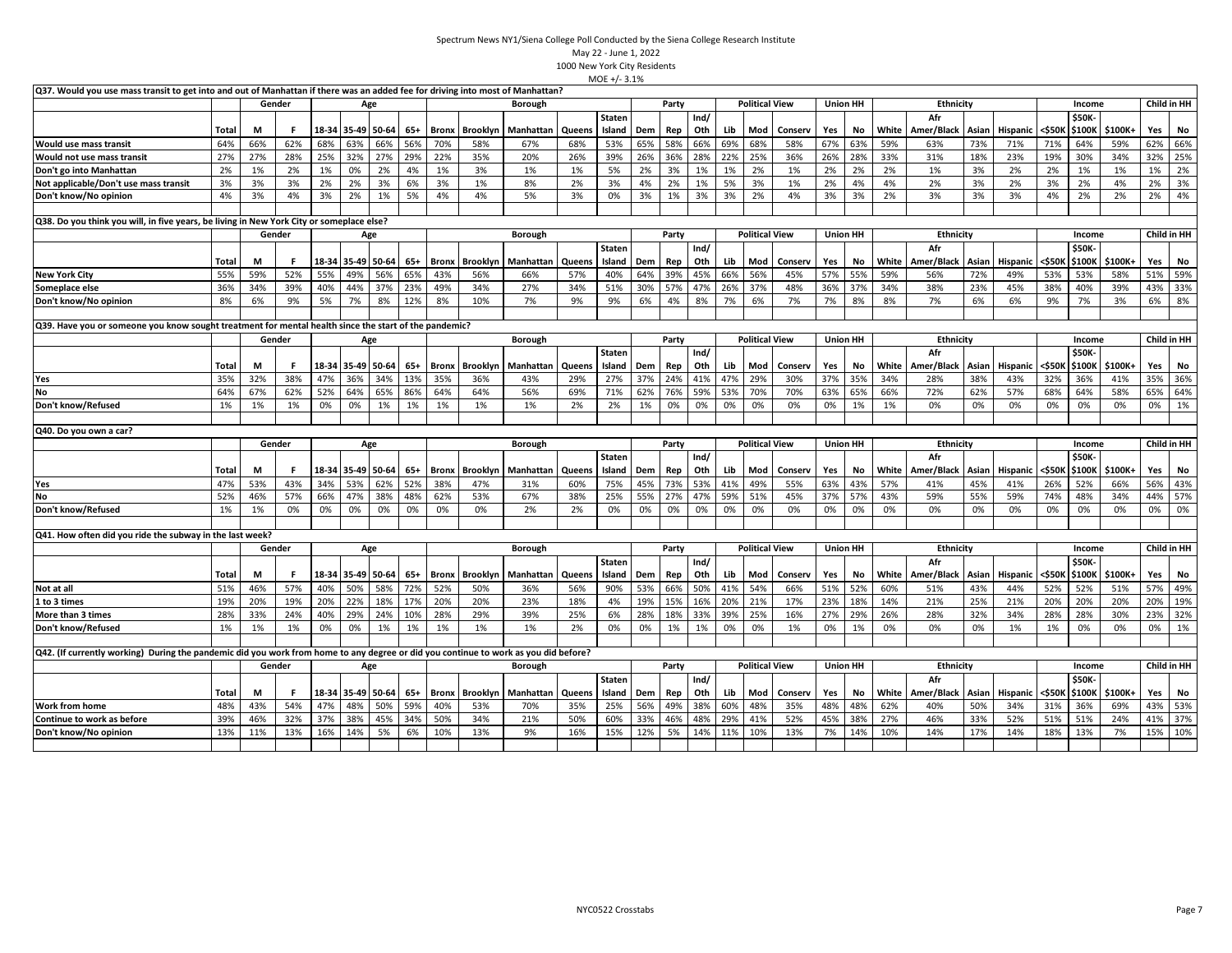Spectrum News NY1/Siena College Poll Conducted by the Siena College Research Institute
May 22 - June 1, 2022
1000 New York City Residents
MOE +/- 3.1%

**Q37. Would you use mass transit to get into and out of Manhattan if there was an added fee for driving into most of Manhattan?**

| | | Gender | | Age | | | | Borough | | | | | Party | | | Political View | | | Union HH | | Ethnicity | | | | Income | | | Child in HH | |
|---|---|---|---|---|---|---|---|---|---|---|---|---|---|---|---|---|---|---|---|---|---|---|---|---|---|---|---|---|---|
| | Total | M | F | 18-34 | 35-49 | 50-64 | 65+ | Bronx | Brooklyn | Manhattan | Queens | Staten Island | Dem | Rep | Ind/ Oth | Lib | Mod | Conserv | Yes | No | White | Afr Amer/Black | Asian | Hispanic | <$50K | $50K-$100K | $100K+ | Yes | No |
| Would use mass transit | 64% | 66% | 62% | 68% | 63% | 66% | 56% | 70% | 58% | 67% | 68% | 53% | 65% | 58% | 66% | 69% | 68% | 58% | 67% | 63% | 59% | 63% | 73% | 71% | 71% | 64% | 59% | 62% | 66% |
| Would not use mass transit | 27% | 27% | 28% | 25% | 32% | 27% | 29% | 22% | 35% | 20% | 26% | 39% | 26% | 36% | 28% | 22% | 25% | 36% | 26% | 28% | 33% | 31% | 18% | 23% | 19% | 30% | 34% | 32% | 25% |
| Don't go into Manhattan | 2% | 1% | 2% | 1% | 0% | 2% | 4% | 1% | 3% | 1% | 1% | 5% | 2% | 3% | 1% | 1% | 2% | 1% | 2% | 2% | 2% | 1% | 3% | 2% | 2% | 1% | 1% | 1% | 2% |
| Not applicable/Don't use mass transit | 3% | 3% | 3% | 2% | 2% | 3% | 6% | 3% | 1% | 8% | 2% | 3% | 4% | 2% | 1% | 5% | 3% | 1% | 2% | 4% | 4% | 2% | 3% | 2% | 3% | 2% | 4% | 2% | 3% |
| Don't know/No opinion | 4% | 3% | 4% | 3% | 2% | 1% | 5% | 4% | 4% | 5% | 3% | 0% | 3% | 1% | 3% | 3% | 2% | 4% | 3% | 3% | 2% | 3% | 3% | 3% | 4% | 2% | 2% | 2% | 4% |

**Q38. Do you think you will, in five years, be living in New York City or someplace else?**

| | | Gender | | Age | | | | Borough | | | | | Party | | | Political View | | | Union HH | | Ethnicity | | | | Income | | | Child in HH | |
|---|---|---|---|---|---|---|---|---|---|---|---|---|---|---|---|---|---|---|---|---|---|---|---|---|---|---|---|---|---|
| | Total | M | F | 18-34 | 35-49 | 50-64 | 65+ | Bronx | Brooklyn | Manhattan | Queens | Staten Island | Dem | Rep | Ind/ Oth | Lib | Mod | Conserv | Yes | No | White | Afr Amer/Black | Asian | Hispanic | <$50K | $50K-$100K | $100K+ | Yes | No |
| New York City | 55% | 59% | 52% | 55% | 49% | 56% | 65% | 43% | 56% | 66% | 57% | 40% | 64% | 39% | 45% | 66% | 56% | 45% | 57% | 55% | 59% | 56% | 72% | 49% | 53% | 53% | 58% | 51% | 59% |
| Someplace else | 36% | 34% | 39% | 40% | 44% | 37% | 23% | 49% | 34% | 27% | 34% | 51% | 30% | 57% | 47% | 26% | 37% | 48% | 36% | 37% | 34% | 38% | 23% | 45% | 38% | 40% | 39% | 43% | 33% |
| Don't know/No opinion | 8% | 6% | 9% | 5% | 7% | 8% | 12% | 8% | 10% | 7% | 9% | 9% | 6% | 4% | 8% | 7% | 6% | 7% | 7% | 8% | 8% | 7% | 6% | 6% | 9% | 7% | 3% | 6% | 8% |

**Q39. Have you or someone you know sought treatment for mental health since the start of the pandemic?**

| | | Gender | | Age | | | | Borough | | | | | Party | | | Political View | | | Union HH | | Ethnicity | | | | Income | | | Child in HH | |
|---|---|---|---|---|---|---|---|---|---|---|---|---|---|---|---|---|---|---|---|---|---|---|---|---|---|---|---|---|---|
| | Total | M | F | 18-34 | 35-49 | 50-64 | 65+ | Bronx | Brooklyn | Manhattan | Queens | Staten Island | Dem | Rep | Ind/ Oth | Lib | Mod | Conserv | Yes | No | White | Afr Amer/Black | Asian | Hispanic | <$50K | $50K-$100K | $100K+ | Yes | No |
| Yes | 35% | 32% | 38% | 47% | 36% | 34% | 13% | 35% | 36% | 43% | 29% | 27% | 37% | 24% | 41% | 47% | 29% | 30% | 37% | 35% | 34% | 28% | 38% | 43% | 32% | 36% | 41% | 35% | 36% |
| No | 64% | 67% | 62% | 52% | 64% | 65% | 86% | 64% | 64% | 56% | 69% | 71% | 62% | 76% | 59% | 53% | 70% | 70% | 63% | 65% | 66% | 72% | 62% | 57% | 68% | 64% | 58% | 65% | 64% |
| Don't know/Refused | 1% | 1% | 1% | 0% | 0% | 1% | 1% | 1% | 1% | 1% | 2% | 2% | 1% | 0% | 0% | 0% | 0% | 0% | 0% | 1% | 1% | 0% | 0% | 0% | 0% | 0% | 0% | 0% | 1% |

**Q40. Do you own a car?**

| | | Gender | | Age | | | | Borough | | | | | Party | | | Political View | | | Union HH | | Ethnicity | | | | Income | | | Child in HH | |
|---|---|---|---|---|---|---|---|---|---|---|---|---|---|---|---|---|---|---|---|---|---|---|---|---|---|---|---|---|---|
| | Total | M | F | 18-34 | 35-49 | 50-64 | 65+ | Bronx | Brooklyn | Manhattan | Queens | Staten Island | Dem | Rep | Ind/ Oth | Lib | Mod | Conserv | Yes | No | White | Afr Amer/Black | Asian | Hispanic | <$50K | $50K-$100K | $100K+ | Yes | No |
| Yes | 47% | 53% | 43% | 34% | 53% | 62% | 52% | 38% | 47% | 31% | 60% | 75% | 45% | 73% | 53% | 41% | 49% | 55% | 63% | 43% | 57% | 41% | 45% | 41% | 26% | 52% | 66% | 56% | 43% |
| No | 52% | 46% | 57% | 66% | 47% | 38% | 48% | 62% | 53% | 67% | 38% | 25% | 55% | 27% | 47% | 59% | 51% | 45% | 37% | 57% | 43% | 59% | 55% | 59% | 74% | 48% | 34% | 44% | 57% |
| Don't know/Refused | 1% | 1% | 0% | 0% | 0% | 0% | 0% | 0% | 0% | 2% | 2% | 0% | 0% | 0% | 0% | 0% | 0% | 0% | 0% | 0% | 0% | 0% | 0% | 0% | 0% | 0% | 0% | 0% | 0% |

**Q41. How often did you ride the subway in the last week?**

| | | Gender | | Age | | | | Borough | | | | | Party | | | Political View | | | Union HH | | Ethnicity | | | | Income | | | Child in HH | |
|---|---|---|---|---|---|---|---|---|---|---|---|---|---|---|---|---|---|---|---|---|---|---|---|---|---|---|---|---|---|
| | Total | M | F | 18-34 | 35-49 | 50-64 | 65+ | Bronx | Brooklyn | Manhattan | Queens | Staten Island | Dem | Rep | Ind/ Oth | Lib | Mod | Conserv | Yes | No | White | Afr Amer/Black | Asian | Hispanic | <$50K | $50K-$100K | $100K+ | Yes | No |
| Not at all | 51% | 46% | 57% | 40% | 50% | 58% | 72% | 52% | 50% | 36% | 56% | 90% | 53% | 66% | 50% | 41% | 54% | 66% | 51% | 52% | 60% | 51% | 43% | 44% | 52% | 52% | 51% | 57% | 49% |
| 1 to 3 times | 19% | 20% | 19% | 20% | 22% | 18% | 17% | 20% | 20% | 23% | 18% | 4% | 19% | 15% | 16% | 20% | 21% | 17% | 23% | 18% | 14% | 21% | 25% | 21% | 20% | 20% | 20% | 20% | 19% |
| More than 3 times | 28% | 33% | 24% | 40% | 29% | 24% | 10% | 28% | 29% | 39% | 25% | 6% | 28% | 18% | 33% | 39% | 25% | 16% | 27% | 29% | 26% | 28% | 32% | 34% | 28% | 28% | 30% | 23% | 32% |
| Don't know/Refused | 1% | 1% | 1% | 0% | 0% | 1% | 1% | 1% | 1% | 1% | 2% | 0% | 0% | 1% | 1% | 0% | 0% | 1% | 0% | 1% | 0% | 0% | 0% | 1% | 1% | 0% | 0% | 0% | 1% |

**Q42. (If currently working) During the pandemic did you work from home to any degree or did you continue to work as you did before?**

| | | Gender | | Age | | | | Borough | | | | | Party | | | Political View | | | Union HH | | Ethnicity | | | | Income | | | Child in HH | |
|---|---|---|---|---|---|---|---|---|---|---|---|---|---|---|---|---|---|---|---|---|---|---|---|---|---|---|---|---|---|
| | Total | M | F | 18-34 | 35-49 | 50-64 | 65+ | Bronx | Brooklyn | Manhattan | Queens | Staten Island | Dem | Rep | Ind/ Oth | Lib | Mod | Conserv | Yes | No | White | Afr Amer/Black | Asian | Hispanic | <$50K | $50K-$100K | $100K+ | Yes | No |
| Work from home | 48% | 43% | 54% | 47% | 48% | 50% | 59% | 40% | 53% | 70% | 35% | 25% | 56% | 49% | 38% | 60% | 48% | 35% | 48% | 48% | 62% | 40% | 50% | 34% | 31% | 36% | 69% | 43% | 53% |
| Continue to work as before | 39% | 46% | 32% | 37% | 38% | 45% | 34% | 50% | 34% | 21% | 50% | 60% | 33% | 46% | 48% | 29% | 41% | 52% | 45% | 38% | 27% | 46% | 33% | 52% | 51% | 51% | 24% | 41% | 37% |
| Don't know/No opinion | 13% | 11% | 13% | 16% | 14% | 5% | 6% | 10% | 13% | 9% | 16% | 15% | 12% | 5% | 14% | 11% | 10% | 13% | 7% | 14% | 10% | 14% | 17% | 14% | 18% | 13% | 7% | 15% | 10% |

NYC0522 Crosstabs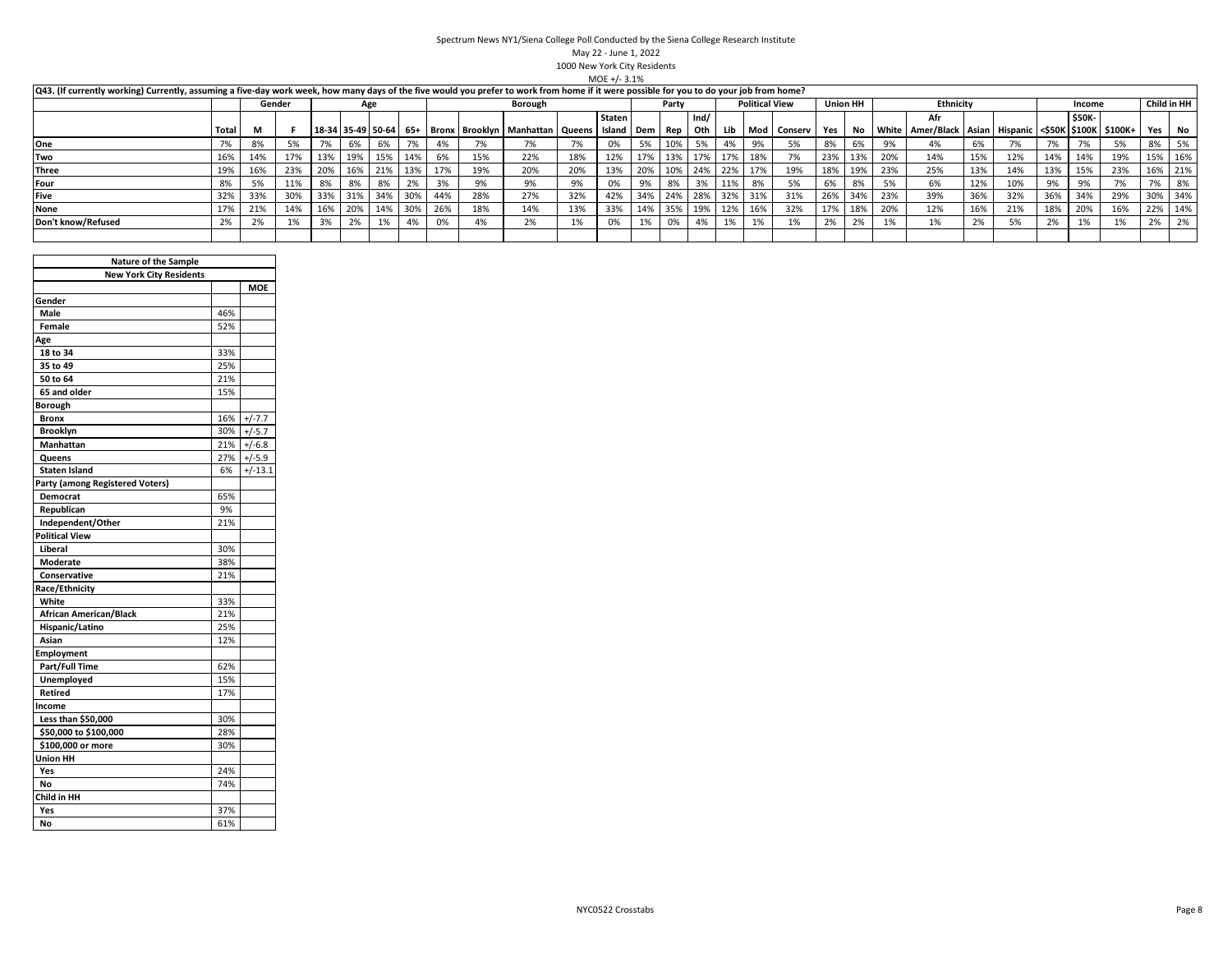Spectrum News NY1/Siena College Poll Conducted by the Siena College Research Institute

May 22 - June 1, 2022

1000 New York City Residents

MOE +/- 3.1%

**Q43. (If currently working) Currently, assuming a five-day work week, how many days of the five would you prefer to work from home if it were possible for you to do your job from home?**

| | | Gender | | Age | | | | Borough | | | | | Party | | | Political View | | | Union HH | | Ethnicity | | | | Income | | | Child in HH | |
|---|---|---|---|---|---|---|---|---|---|---|---|---|---|---|---|---|---|---|---|---|---|---|---|---|---|---|---|---|---|
| | Total | M | F | 18-34 | 35-49 | 50-64 | 65+ | Bronx | Brooklyn | Manhattan | Queens | Staten Island | Dem | Rep | Ind/ Oth | Lib | Mod | Conserv | Yes | No | White | Afr Amer/Black | Asian | Hispanic | <$50K | $50K-$100K | $100K+ | Yes | No |
| One | 7% | 8% | 5% | 7% | 6% | 6% | 7% | 4% | 7% | 7% | 7% | 0% | 5% | 10% | 5% | 4% | 9% | 5% | 8% | 6% | 9% | 4% | 6% | 7% | 7% | 7% | 5% | 8% | 5% |
| Two | 16% | 14% | 17% | 13% | 19% | 15% | 14% | 6% | 15% | 22% | 18% | 12% | 17% | 13% | 17% | 17% | 18% | 7% | 23% | 13% | 20% | 14% | 15% | 12% | 14% | 14% | 19% | 15% | 16% |
| Three | 19% | 16% | 23% | 20% | 16% | 21% | 13% | 17% | 19% | 20% | 20% | 13% | 20% | 10% | 24% | 22% | 17% | 19% | 18% | 19% | 23% | 25% | 13% | 14% | 13% | 15% | 23% | 16% | 21% |
| Four | 8% | 5% | 11% | 8% | 8% | 8% | 2% | 3% | 9% | 9% | 9% | 0% | 9% | 8% | 3% | 11% | 8% | 5% | 6% | 8% | 5% | 6% | 12% | 10% | 9% | 9% | 7% | 7% | 8% |
| Five | 32% | 33% | 30% | 33% | 31% | 34% | 30% | 44% | 28% | 27% | 32% | 42% | 34% | 24% | 28% | 32% | 31% | 31% | 26% | 34% | 23% | 39% | 36% | 32% | 36% | 34% | 29% | 30% | 34% |
| None | 17% | 21% | 14% | 16% | 20% | 14% | 30% | 26% | 18% | 14% | 13% | 33% | 14% | 35% | 19% | 12% | 16% | 32% | 17% | 18% | 20% | 12% | 16% | 21% | 18% | 20% | 16% | 22% | 14% |
| Don't know/Refused | 2% | 2% | 1% | 3% | 2% | 1% | 4% | 0% | 4% | 2% | 1% | 0% | 1% | 0% | 4% | 1% | 1% | 1% | 2% | 2% | 1% | 1% | 2% | 5% | 2% | 1% | 1% | 2% | 2% |

| Nature of the Sample | | |
|---|---|---|
| **New York City Residents** | | |
| | | **MOE** |
| **Gender** | | |
| Male | 46% | |
| Female | 52% | |
| **Age** | | |
| 18 to 34 | 33% | |
| 35 to 49 | 25% | |
| 50 to 64 | 21% | |
| 65 and older | 15% | |
| **Borough** | | |
| Bronx | 16% | +/-7.7 |
| Brooklyn | 30% | +/-5.7 |
| Manhattan | 21% | +/-6.8 |
| Queens | 27% | +/-5.9 |
| Staten Island | 6% | +/-13.1 |
| **Party (among Registered Voters)** | | |
| Democrat | 65% | |
| Republican | 9% | |
| Independent/Other | 21% | |
| **Political View** | | |
| Liberal | 30% | |
| Moderate | 38% | |
| Conservative | 21% | |
| **Race/Ethnicity** | | |
| White | 33% | |
| African American/Black | 21% | |
| Hispanic/Latino | 25% | |
| Asian | 12% | |
| **Employment** | | |
| Part/Full Time | 62% | |
| Unemployed | 15% | |
| Retired | 17% | |
| **Income** | | |
| Less than $50,000 | 30% | |
| $50,000 to $100,000 | 28% | |
| $100,000 or more | 30% | |
| **Union HH** | | |
| Yes | 24% | |
| No | 74% | |
| **Child in HH** | | |
| Yes | 37% | |
| No | 61% | |